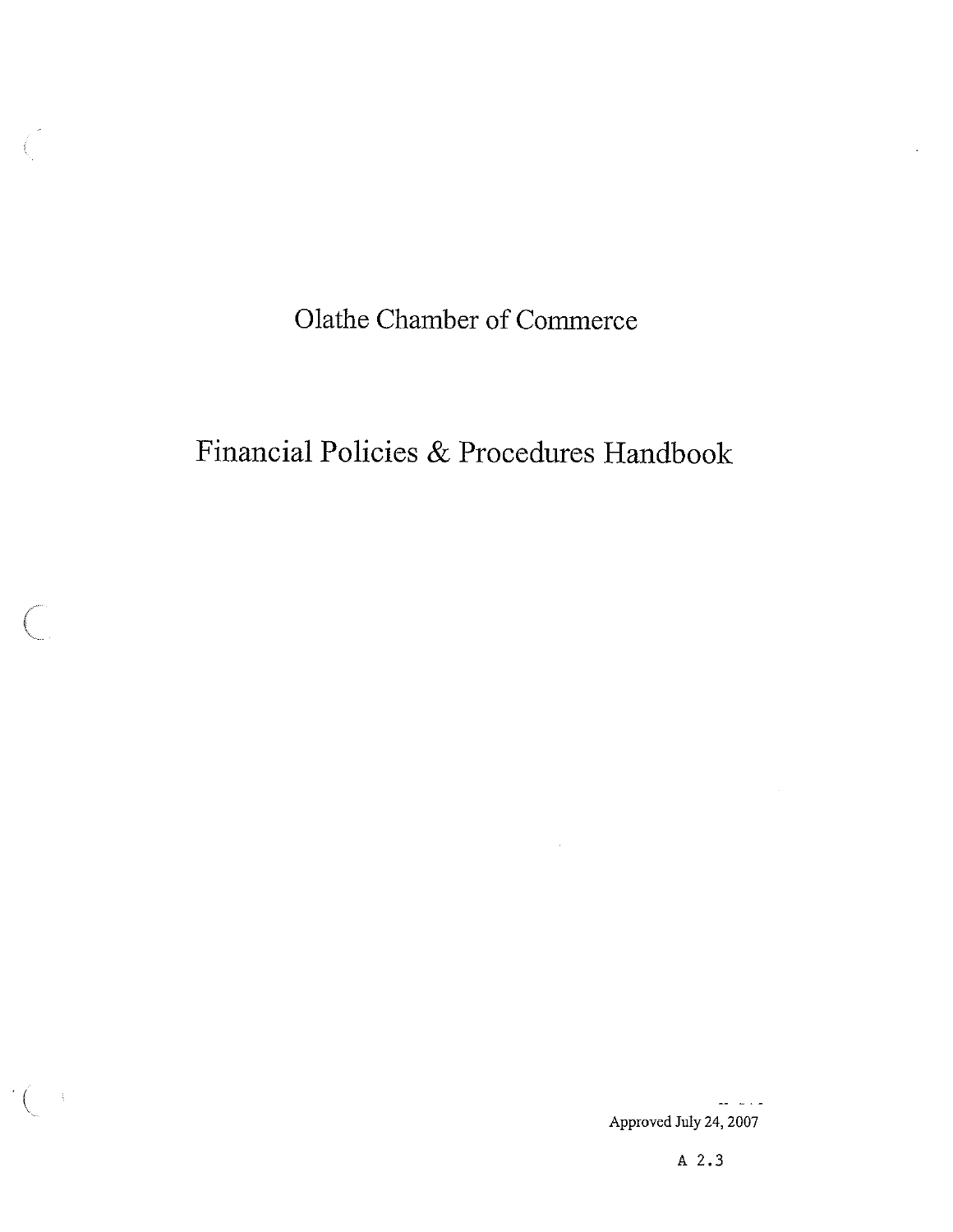# Olathe Chamber of Commerce

## Financial Policies & Procedures Handbook

Approved July 24, 2007

A 2.3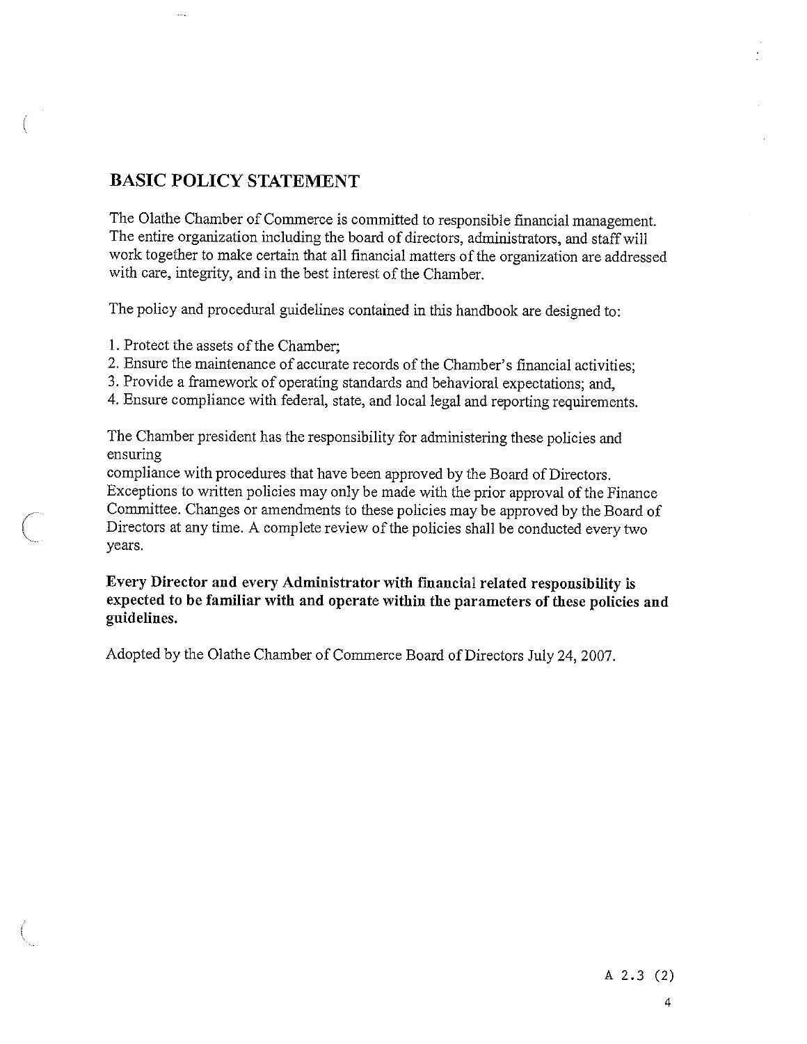## BASIC POLICY STATEMENT

The Olathe Chamber of Commerce is committed to responsible financial management. The entire organization including the board of directors, administrators, and staff will work together to make certain that all financial matters of the organization are addressed with care, integrity, and in the best interest of the Chamber.

The policy and procedural guidelines contained in this handbook are designed to:

1. Protect the assets of the Chamber;
2. Ensure the maintenance of accurate records of the Chamber's financial activities;
3. Provide a framework of operating standards and behavioral expectations; and,
4. Ensure compliance with federal, state, and local legal and reporting requirements.

The Chamber president has the responsibility for administering these policies and ensuring compliance with procedures that have been approved by the Board of Directors. Exceptions to written policies may only be made with the prior approval of the Finance Committee. Changes or amendments to these policies may be approved by the Board of Directors at any time. A complete review of the policies shall be conducted every two years.

**Every Director and every Administrator with financial related responsibility is expected to be familiar with and operate within the parameters of these policies and guidelines.**

Adopted by the Olathe Chamber of Commerce Board of Directors July 24, 2007.

A 2.3 (2)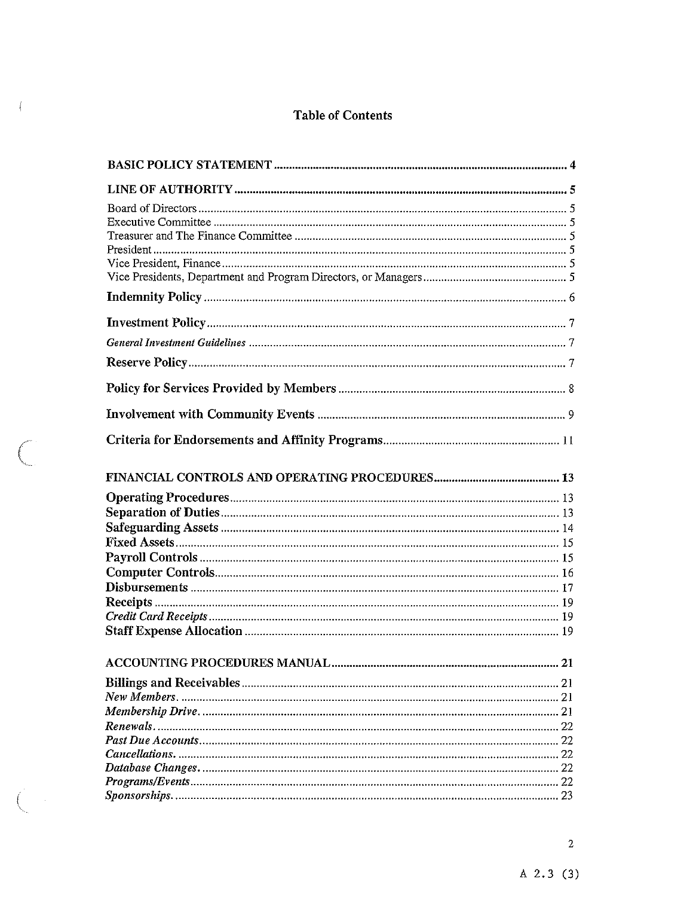# Table of Contents

**BASIC POLICY STATEMENT** ........ 4

**LINE OF AUTHORITY** ........ 5

Board of Directors ........ 5
Executive Committee ........ 5
Treasurer and The Finance Committee ........ 5
President ........ 5
Vice President, Finance ........ 5
Vice Presidents, Department and Program Directors, or Managers ........ 5

**Indemnity Policy** ........ 6

**Investment Policy** ........ 7

*General Investment Guidelines* ........ 7

**Reserve Policy** ........ 7

**Policy for Services Provided by Members** ........ 8

**Involvement with Community Events** ........ 9

**Criteria for Endorsements and Affinity Programs** ........ 11

**FINANCIAL CONTROLS AND OPERATING PROCEDURES** ........ 13

**Operating Procedures** ........ 13
**Separation of Duties** ........ 13
**Safeguarding Assets** ........ 14
**Fixed Assets** ........ 15
**Payroll Controls** ........ 15
**Computer Controls** ........ 16
**Disbursements** ........ 17
**Receipts** ........ 19
*Credit Card Receipts* ........ 19
**Staff Expense Allocation** ........ 19

**ACCOUNTING PROCEDURES MANUAL** ........ 21

**Billings and Receivables** ........ 21
*New Members.* ........ 21
*Membership Drive.* ........ 21
*Renewals.* ........ 22
*Past Due Accounts* ........ 22
*Cancellations.* ........ 22
*Database Changes.* ........ 22
*Programs/Events* ........ 22
*Sponsorships.* ........ 23

A 2.3 (3)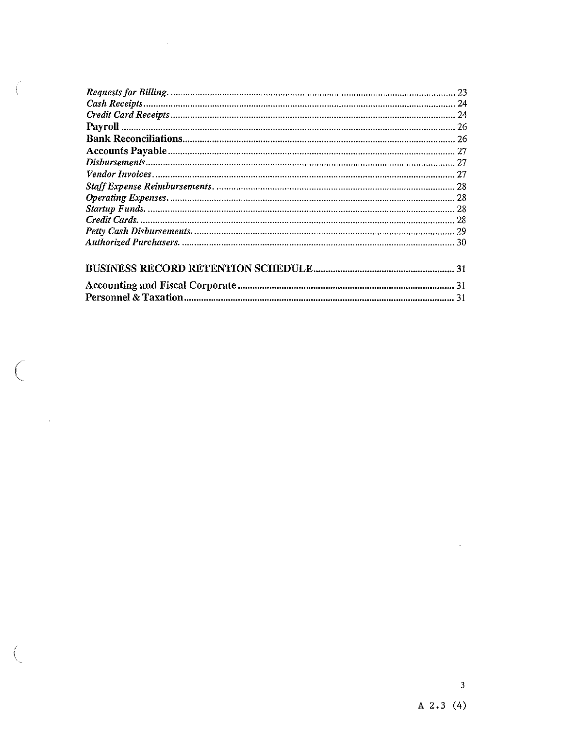*Requests for Billing.* .......... 23
*Cash Receipts* .......... 24
*Credit Card Receipts* .......... 24
**Payroll** .......... 26
**Bank Reconciliations** .......... 26
**Accounts Payable** .......... 27
*Disbursements* .......... 27
*Vendor Invoices* .......... 27
*Staff Expense Reimbursements.* .......... 28
*Operating Expenses.* .......... 28
*Startup Funds.* .......... 28
*Credit Cards.* .......... 28
*Petty Cash Disbursements.* .......... 29
*Authorized Purchasers.* .......... 30

**BUSINESS RECORD RETENTION SCHEDULE** .......... **31**

**Accounting and Fiscal Corporate** .......... 31
**Personnel & Taxation** .......... 31

A 2.3 (4)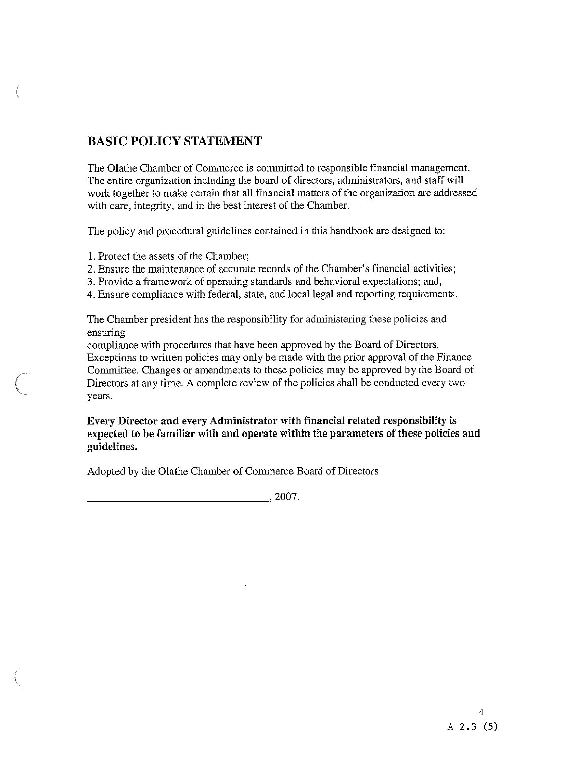## BASIC POLICY STATEMENT

The Olathe Chamber of Commerce is committed to responsible financial management. The entire organization including the board of directors, administrators, and staff will work together to make certain that all financial matters of the organization are addressed with care, integrity, and in the best interest of the Chamber.

The policy and procedural guidelines contained in this handbook are designed to:

1. Protect the assets of the Chamber;
2. Ensure the maintenance of accurate records of the Chamber's financial activities;
3. Provide a framework of operating standards and behavioral expectations; and,
4. Ensure compliance with federal, state, and local legal and reporting requirements.

The Chamber president has the responsibility for administering these policies and ensuring compliance with procedures that have been approved by the Board of Directors. Exceptions to written policies may only be made with the prior approval of the Finance Committee. Changes or amendments to these policies may be approved by the Board of Directors at any time. A complete review of the policies shall be conducted every two years.

**Every Director and every Administrator with financial related responsibility is expected to be familiar with and operate within the parameters of these policies and guidelines.**

Adopted by the Olathe Chamber of Commerce Board of Directors

________________________________, 2007.

A 2.3 (5)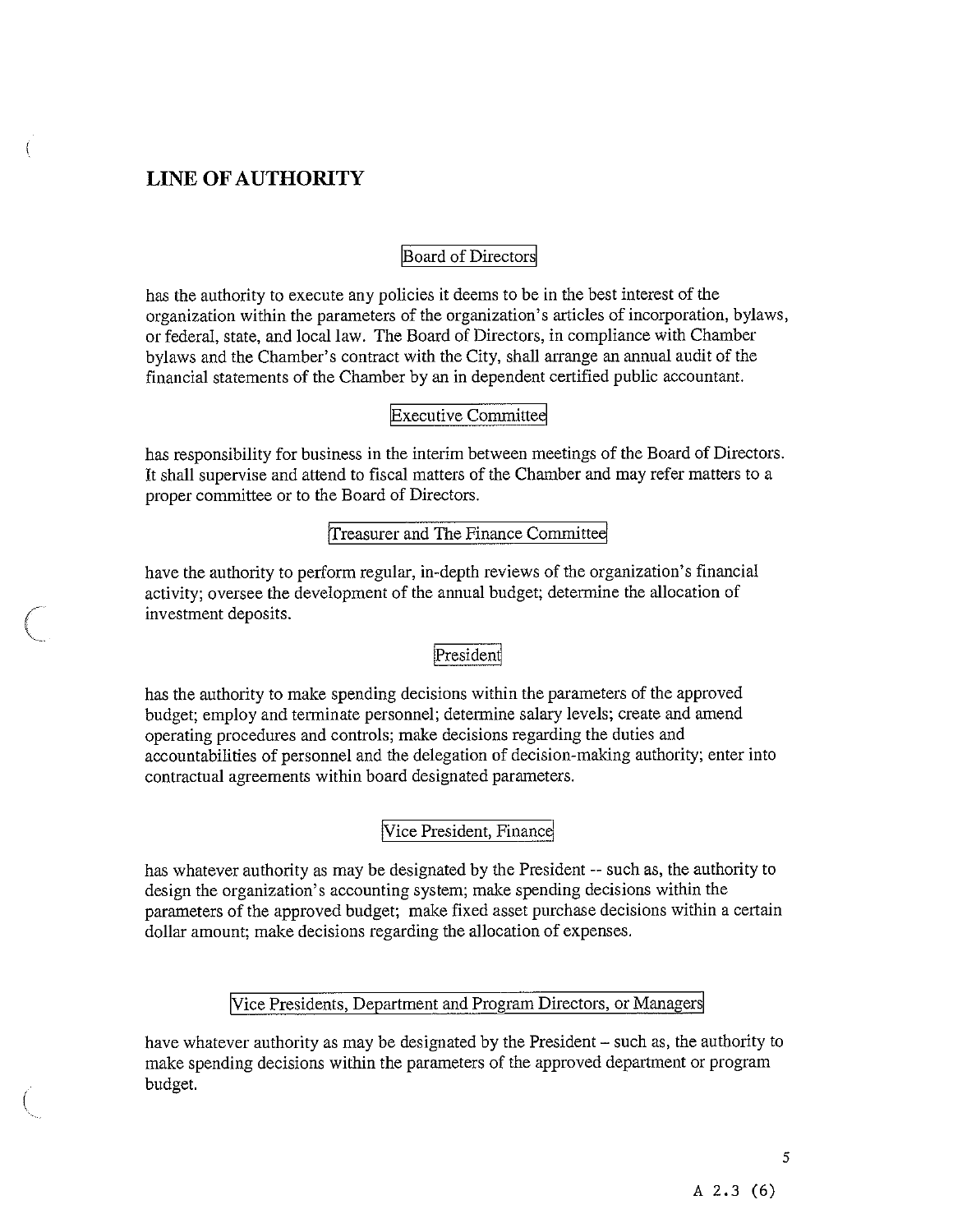## LINE OF AUTHORITY

### Board of Directors

has the authority to execute any policies it deems to be in the best interest of the organization within the parameters of the organization's articles of incorporation, bylaws, or federal, state, and local law. The Board of Directors, in compliance with Chamber bylaws and the Chamber's contract with the City, shall arrange an annual audit of the financial statements of the Chamber by an in dependent certified public accountant.

### Executive Committee

has responsibility for business in the interim between meetings of the Board of Directors. It shall supervise and attend to fiscal matters of the Chamber and may refer matters to a proper committee or to the Board of Directors.

### Treasurer and The Finance Committee

have the authority to perform regular, in-depth reviews of the organization's financial activity; oversee the development of the annual budget; determine the allocation of investment deposits.

### President

has the authority to make spending decisions within the parameters of the approved budget; employ and terminate personnel; determine salary levels; create and amend operating procedures and controls; make decisions regarding the duties and accountabilities of personnel and the delegation of decision-making authority; enter into contractual agreements within board designated parameters.

### Vice President, Finance

has whatever authority as may be designated by the President -- such as, the authority to design the organization's accounting system; make spending decisions within the parameters of the approved budget; make fixed asset purchase decisions within a certain dollar amount; make decisions regarding the allocation of expenses.

### Vice Presidents, Department and Program Directors, or Managers

have whatever authority as may be designated by the President – such as, the authority to make spending decisions within the parameters of the approved department or program budget.

A 2.3 (6)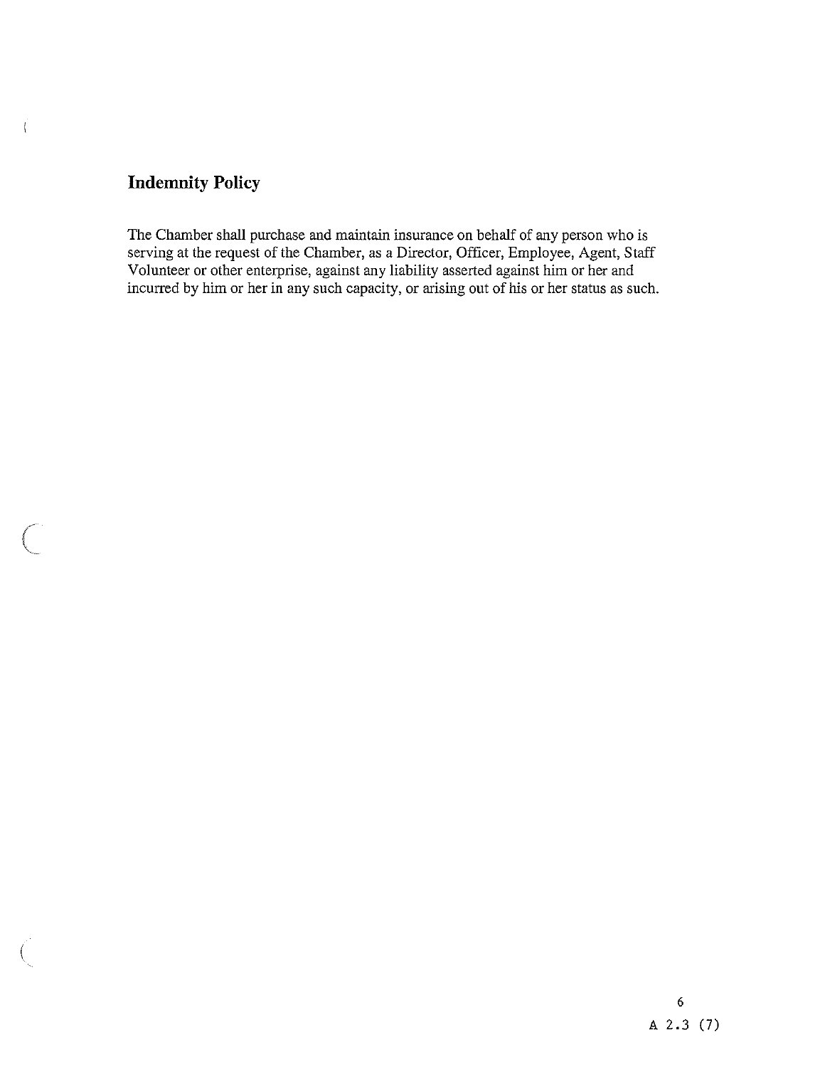## Indemnity Policy

The Chamber shall purchase and maintain insurance on behalf of any person who is serving at the request of the Chamber, as a Director, Officer, Employee, Agent, Staff Volunteer or other enterprise, against any liability asserted against him or her and incurred by him or her in any such capacity, or arising out of his or her status as such.

A 2.3 (7)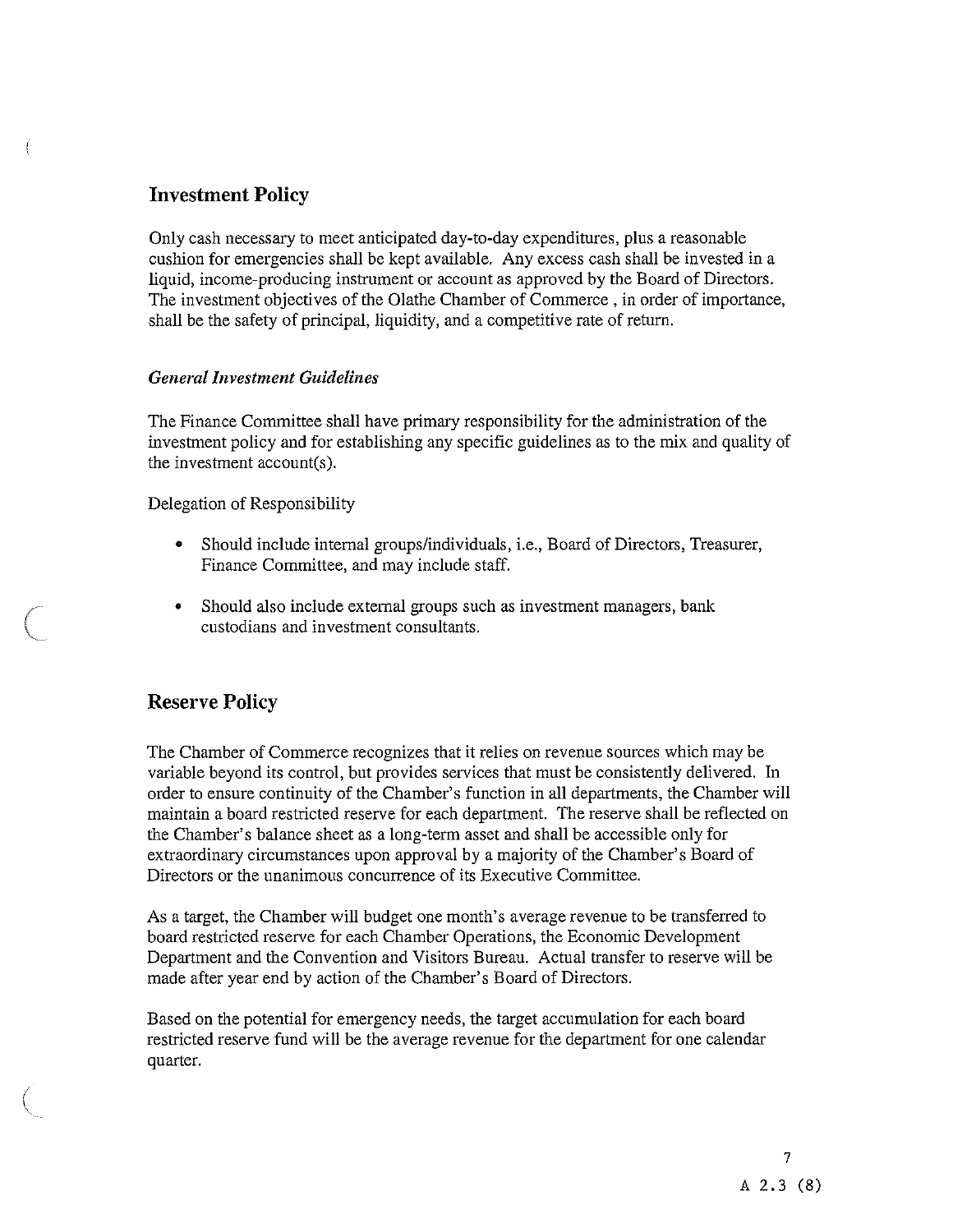## Investment Policy

Only cash necessary to meet anticipated day-to-day expenditures, plus a reasonable cushion for emergencies shall be kept available. Any excess cash shall be invested in a liquid, income-producing instrument or account as approved by the Board of Directors. The investment objectives of the Olathe Chamber of Commerce , in order of importance, shall be the safety of principal, liquidity, and a competitive rate of return.

### *General Investment Guidelines*

The Finance Committee shall have primary responsibility for the administration of the investment policy and for establishing any specific guidelines as to the mix and quality of the investment account(s).

Delegation of Responsibility

- Should include internal groups/individuals, i.e., Board of Directors, Treasurer, Finance Committee, and may include staff.
- Should also include external groups such as investment managers, bank custodians and investment consultants.

## Reserve Policy

The Chamber of Commerce recognizes that it relies on revenue sources which may be variable beyond its control, but provides services that must be consistently delivered. In order to ensure continuity of the Chamber's function in all departments, the Chamber will maintain a board restricted reserve for each department. The reserve shall be reflected on the Chamber's balance sheet as a long-term asset and shall be accessible only for extraordinary circumstances upon approval by a majority of the Chamber's Board of Directors or the unanimous concurrence of its Executive Committee.

As a target, the Chamber will budget one month's average revenue to be transferred to board restricted reserve for each Chamber Operations, the Economic Development Department and the Convention and Visitors Bureau. Actual transfer to reserve will be made after year end by action of the Chamber's Board of Directors.

Based on the potential for emergency needs, the target accumulation for each board restricted reserve fund will be the average revenue for the department for one calendar quarter.

A 2.3 (8)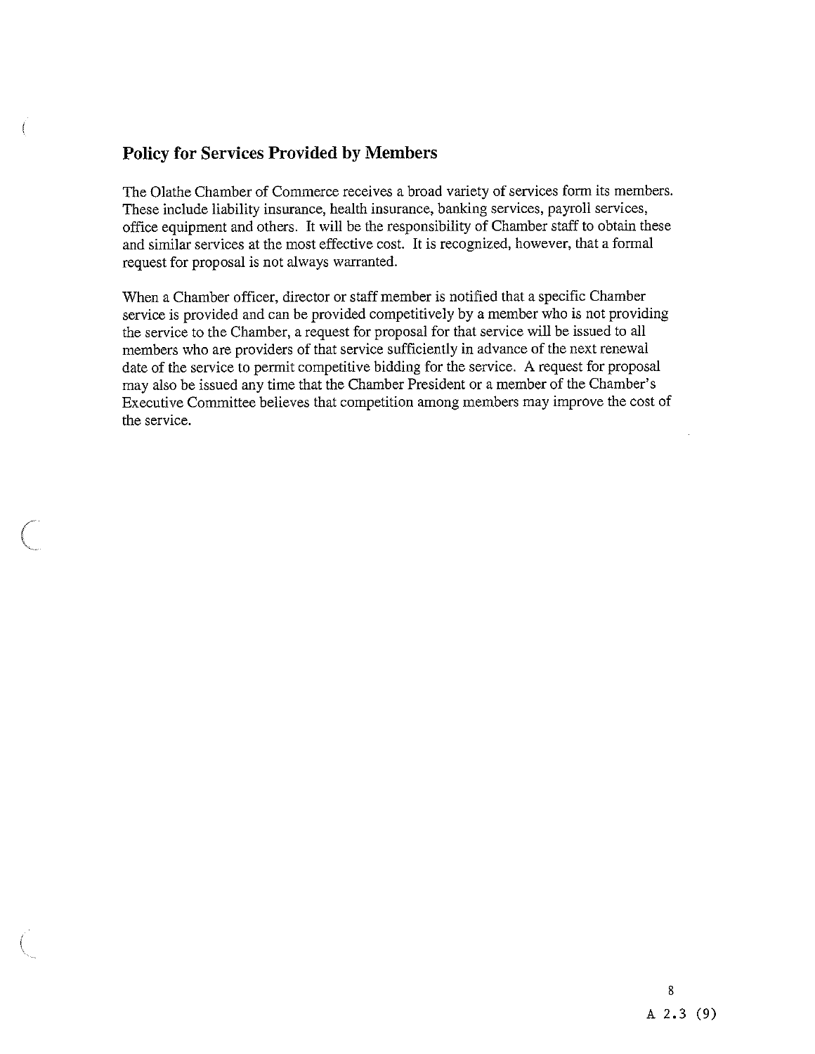## Policy for Services Provided by Members

The Olathe Chamber of Commerce receives a broad variety of services form its members. These include liability insurance, health insurance, banking services, payroll services, office equipment and others. It will be the responsibility of Chamber staff to obtain these and similar services at the most effective cost. It is recognized, however, that a formal request for proposal is not always warranted.

When a Chamber officer, director or staff member is notified that a specific Chamber service is provided and can be provided competitively by a member who is not providing the service to the Chamber, a request for proposal for that service will be issued to all members who are providers of that service sufficiently in advance of the next renewal date of the service to permit competitive bidding for the service. A request for proposal may also be issued any time that the Chamber President or a member of the Chamber's Executive Committee believes that competition among members may improve the cost of the service.

A 2.3 (9)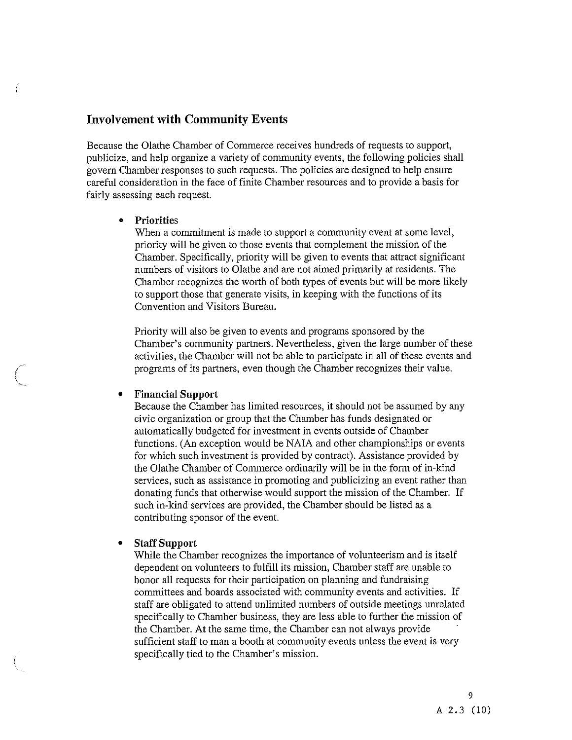## Involvement with Community Events

Because the Olathe Chamber of Commerce receives hundreds of requests to support, publicize, and help organize a variety of community events, the following policies shall govern Chamber responses to such requests. The policies are designed to help ensure careful consideration in the face of finite Chamber resources and to provide a basis for fairly assessing each request.

- **Priorities**
  When a commitment is made to support a community event at some level, priority will be given to those events that complement the mission of the Chamber. Specifically, priority will be given to events that attract significant numbers of visitors to Olathe and are not aimed primarily at residents. The Chamber recognizes the worth of both types of events but will be more likely to support those that generate visits, in keeping with the functions of its Convention and Visitors Bureau.

  Priority will also be given to events and programs sponsored by the Chamber's community partners. Nevertheless, given the large number of these activities, the Chamber will not be able to participate in all of these events and programs of its partners, even though the Chamber recognizes their value.

- **Financial Support**
  Because the Chamber has limited resources, it should not be assumed by any civic organization or group that the Chamber has funds designated or automatically budgeted for investment in events outside of Chamber functions. (An exception would be NAIA and other championships or events for which such investment is provided by contract). Assistance provided by the Olathe Chamber of Commerce ordinarily will be in the form of in-kind services, such as assistance in promoting and publicizing an event rather than donating funds that otherwise would support the mission of the Chamber. If such in-kind services are provided, the Chamber should be listed as a contributing sponsor of the event.

- **Staff Support**
  While the Chamber recognizes the importance of volunteerism and is itself dependent on volunteers to fulfill its mission, Chamber staff are unable to honor all requests for their participation on planning and fundraising committees and boards associated with community events and activities. If staff are obligated to attend unlimited numbers of outside meetings unrelated specifically to Chamber business, they are less able to further the mission of the Chamber. At the same time, the Chamber can not always provide sufficient staff to man a booth at community events unless the event is very specifically tied to the Chamber's mission.

A 2.3 (10)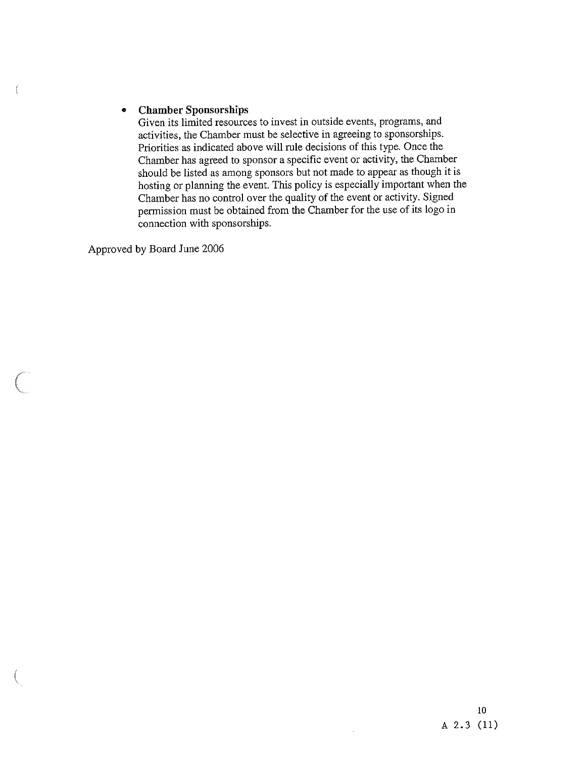- **Chamber Sponsorships**
  Given its limited resources to invest in outside events, programs, and activities, the Chamber must be selective in agreeing to sponsorships. Priorities as indicated above will rule decisions of this type. Once the Chamber has agreed to sponsor a specific event or activity, the Chamber should be listed as among sponsors but not made to appear as though it is hosting or planning the event. This policy is especially important when the Chamber has no control over the quality of the event or activity. Signed permission must be obtained from the Chamber for the use of its logo in connection with sponsorships.

Approved by Board June 2006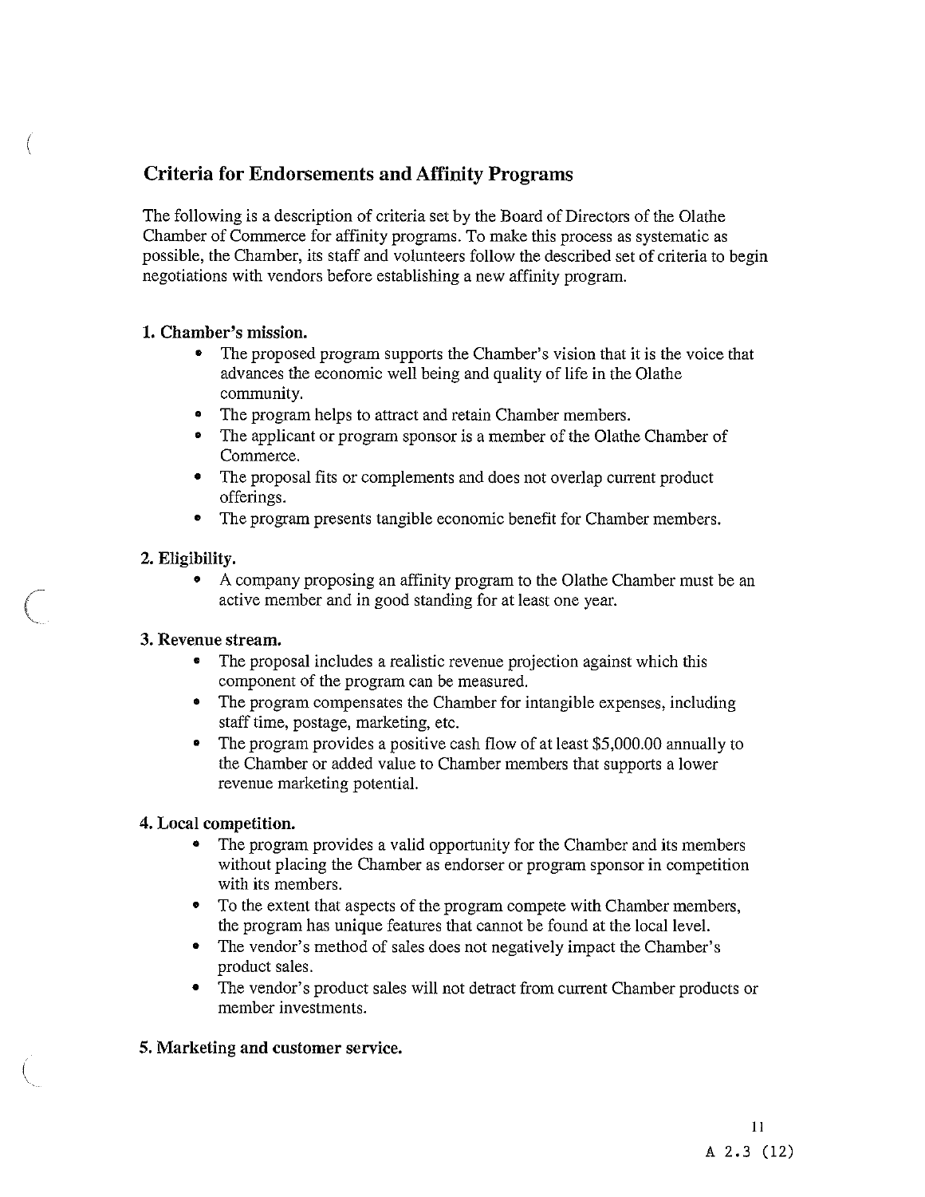## Criteria for Endorsements and Affinity Programs

The following is a description of criteria set by the Board of Directors of the Olathe Chamber of Commerce for affinity programs. To make this process as systematic as possible, the Chamber, its staff and volunteers follow the described set of criteria to begin negotiations with vendors before establishing a new affinity program.

### 1. Chamber's mission.

- The proposed program supports the Chamber's vision that it is the voice that advances the economic well being and quality of life in the Olathe community.
- The program helps to attract and retain Chamber members.
- The applicant or program sponsor is a member of the Olathe Chamber of Commerce.
- The proposal fits or complements and does not overlap current product offerings.
- The program presents tangible economic benefit for Chamber members.

### 2. Eligibility.

- A company proposing an affinity program to the Olathe Chamber must be an active member and in good standing for at least one year.

### 3. Revenue stream.

- The proposal includes a realistic revenue projection against which this component of the program can be measured.
- The program compensates the Chamber for intangible expenses, including staff time, postage, marketing, etc.
- The program provides a positive cash flow of at least $5,000.00 annually to the Chamber or added value to Chamber members that supports a lower revenue marketing potential.

### 4. Local competition.

- The program provides a valid opportunity for the Chamber and its members without placing the Chamber as endorser or program sponsor in competition with its members.
- To the extent that aspects of the program compete with Chamber members, the program has unique features that cannot be found at the local level.
- The vendor's method of sales does not negatively impact the Chamber's product sales.
- The vendor's product sales will not detract from current Chamber products or member investments.

### 5. Marketing and customer service.

A 2.3 (12)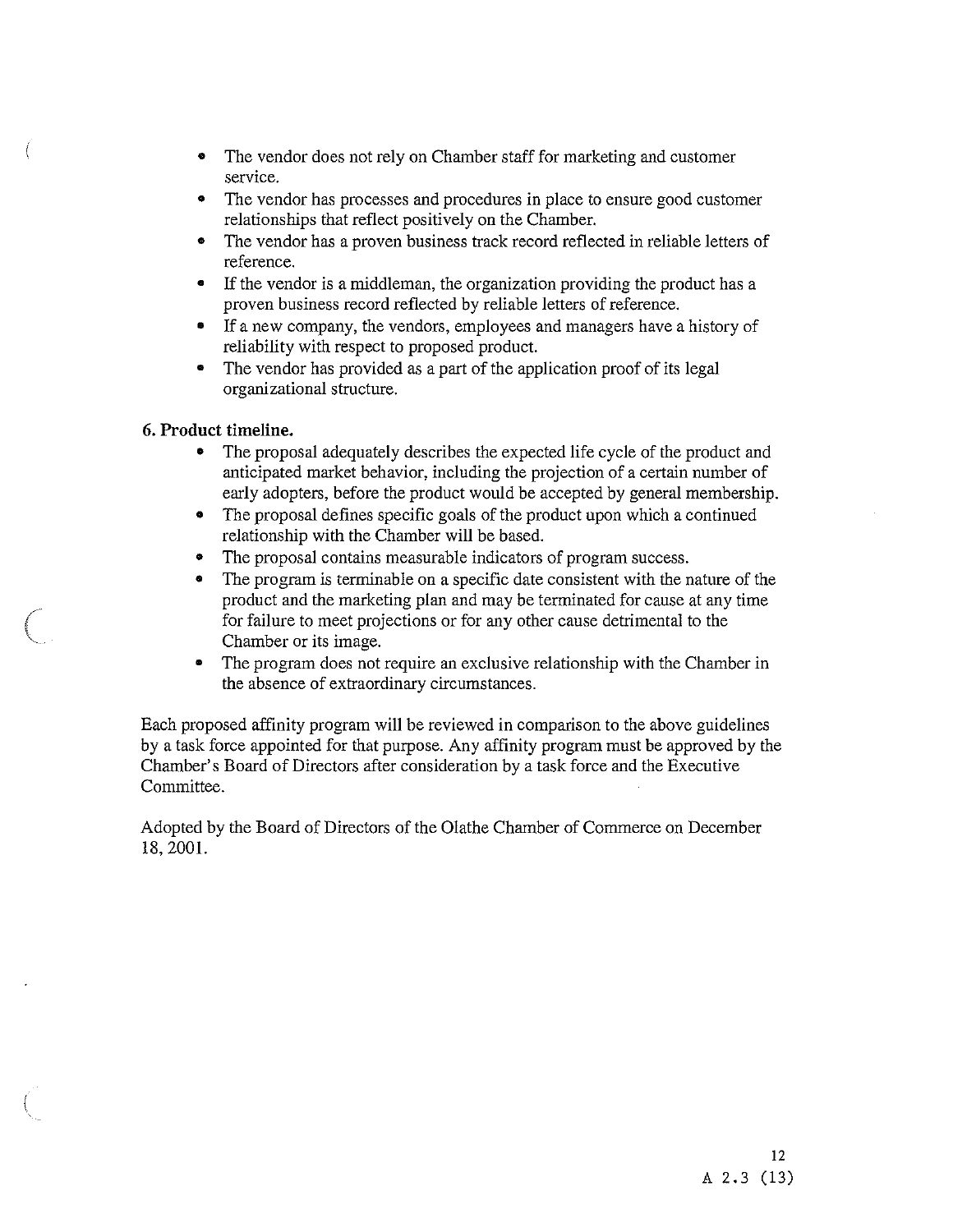- The vendor does not rely on Chamber staff for marketing and customer service.
- The vendor has processes and procedures in place to ensure good customer relationships that reflect positively on the Chamber.
- The vendor has a proven business track record reflected in reliable letters of reference.
- If the vendor is a middleman, the organization providing the product has a proven business record reflected by reliable letters of reference.
- If a new company, the vendors, employees and managers have a history of reliability with respect to proposed product.
- The vendor has provided as a part of the application proof of its legal organizational structure.

**6. Product timeline.**

- The proposal adequately describes the expected life cycle of the product and anticipated market behavior, including the projection of a certain number of early adopters, before the product would be accepted by general membership.
- The proposal defines specific goals of the product upon which a continued relationship with the Chamber will be based.
- The proposal contains measurable indicators of program success.
- The program is terminable on a specific date consistent with the nature of the product and the marketing plan and may be terminated for cause at any time for failure to meet projections or for any other cause detrimental to the Chamber or its image.
- The program does not require an exclusive relationship with the Chamber in the absence of extraordinary circumstances.

Each proposed affinity program will be reviewed in comparison to the above guidelines by a task force appointed for that purpose. Any affinity program must be approved by the Chamber's Board of Directors after consideration by a task force and the Executive Committee.

Adopted by the Board of Directors of the Olathe Chamber of Commerce on December 18, 2001.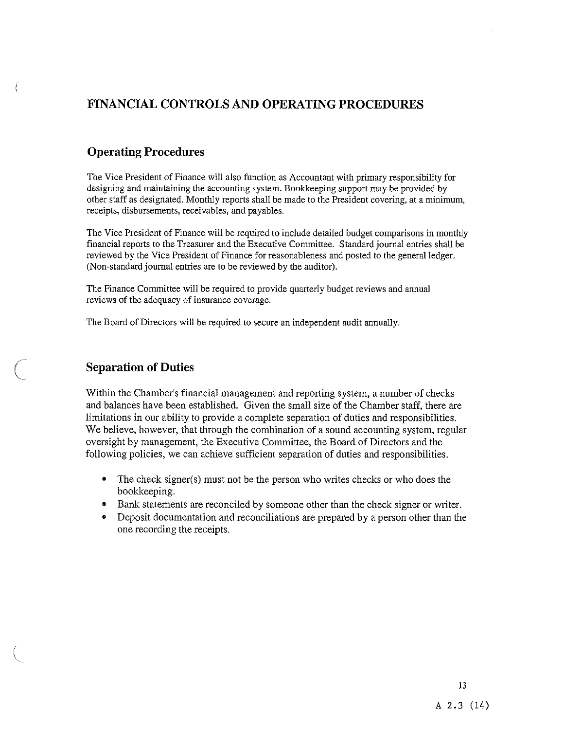# FINANCIAL CONTROLS AND OPERATING PROCEDURES

## Operating Procedures

The Vice President of Finance will also function as Accountant with primary responsibility for designing and maintaining the accounting system. Bookkeeping support may be provided by other staff as designated. Monthly reports shall be made to the President covering, at a minimum, receipts, disbursements, receivables, and payables.

The Vice President of Finance will be required to include detailed budget comparisons in monthly financial reports to the Treasurer and the Executive Committee. Standard journal entries shall be reviewed by the Vice President of Finance for reasonableness and posted to the general ledger. (Non-standard journal entries are to be reviewed by the auditor).

The Finance Committee will be required to provide quarterly budget reviews and annual reviews of the adequacy of insurance coverage.

The Board of Directors will be required to secure an independent audit annually.

## Separation of Duties

Within the Chamber's financial management and reporting system, a number of checks and balances have been established. Given the small size of the Chamber staff, there are limitations in our ability to provide a complete separation of duties and responsibilities. We believe, however, that through the combination of a sound accounting system, regular oversight by management, the Executive Committee, the Board of Directors and the following policies, we can achieve sufficient separation of duties and responsibilities.

- The check signer(s) must not be the person who writes checks or who does the bookkeeping.
- Bank statements are reconciled by someone other than the check signer or writer.
- Deposit documentation and reconciliations are prepared by a person other than the one recording the receipts.

A 2.3 (14)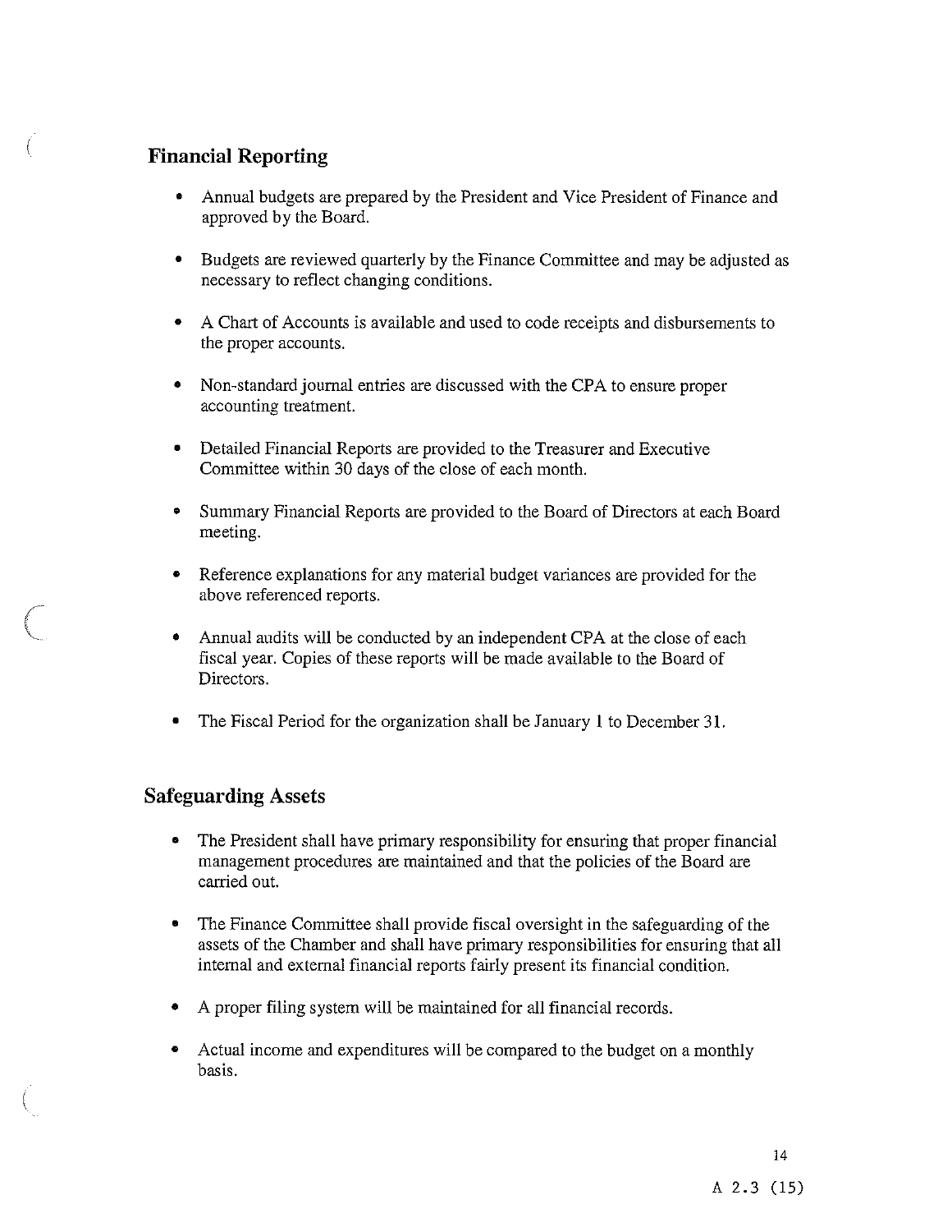## Financial Reporting

- Annual budgets are prepared by the President and Vice President of Finance and approved by the Board.
- Budgets are reviewed quarterly by the Finance Committee and may be adjusted as necessary to reflect changing conditions.
- A Chart of Accounts is available and used to code receipts and disbursements to the proper accounts.
- Non-standard journal entries are discussed with the CPA to ensure proper accounting treatment.
- Detailed Financial Reports are provided to the Treasurer and Executive Committee within 30 days of the close of each month.
- Summary Financial Reports are provided to the Board of Directors at each Board meeting.
- Reference explanations for any material budget variances are provided for the above referenced reports.
- Annual audits will be conducted by an independent CPA at the close of each fiscal year. Copies of these reports will be made available to the Board of Directors.
- The Fiscal Period for the organization shall be January 1 to December 31.

## Safeguarding Assets

- The President shall have primary responsibility for ensuring that proper financial management procedures are maintained and that the policies of the Board are carried out.
- The Finance Committee shall provide fiscal oversight in the safeguarding of the assets of the Chamber and shall have primary responsibilities for ensuring that all internal and external financial reports fairly present its financial condition.
- A proper filing system will be maintained for all financial records.
- Actual income and expenditures will be compared to the budget on a monthly basis.

A 2.3 (15)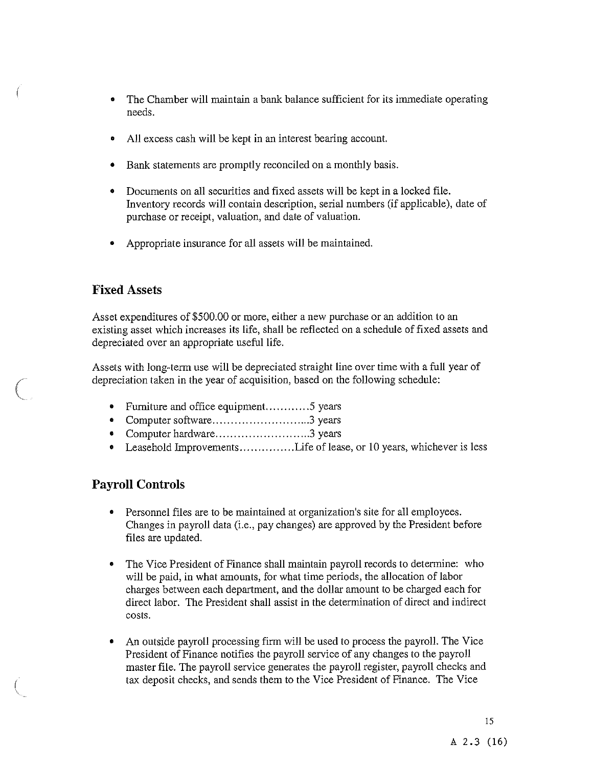- The Chamber will maintain a bank balance sufficient for its immediate operating needs.

- All excess cash will be kept in an interest bearing account.

- Bank statements are promptly reconciled on a monthly basis.

- Documents on all securities and fixed assets will be kept in a locked file. Inventory records will contain description, serial numbers (if applicable), date of purchase or receipt, valuation, and date of valuation.

- Appropriate insurance for all assets will be maintained.

## Fixed Assets

Asset expenditures of $500.00 or more, either a new purchase or an addition to an existing asset which increases its life, shall be reflected on a schedule of fixed assets and depreciated over an appropriate useful life.

Assets with long-term use will be depreciated straight line over time with a full year of depreciation taken in the year of acquisition, based on the following schedule:

- Furniture and office equipment...........5 years
- Computer software..........................3 years
- Computer hardware..........................3 years
- Leasehold Improvements..............Life of lease, or 10 years, whichever is less

## Payroll Controls

- Personnel files are to be maintained at organization's site for all employees. Changes in payroll data (i.e., pay changes) are approved by the President before files are updated.

- The Vice President of Finance shall maintain payroll records to determine: who will be paid, in what amounts, for what time periods, the allocation of labor charges between each department, and the dollar amount to be charged each for direct labor. The President shall assist in the determination of direct and indirect costs.

- An outside payroll processing firm will be used to process the payroll. The Vice President of Finance notifies the payroll service of any changes to the payroll master file. The payroll service generates the payroll register, payroll checks and tax deposit checks, and sends them to the Vice President of Finance. The Vice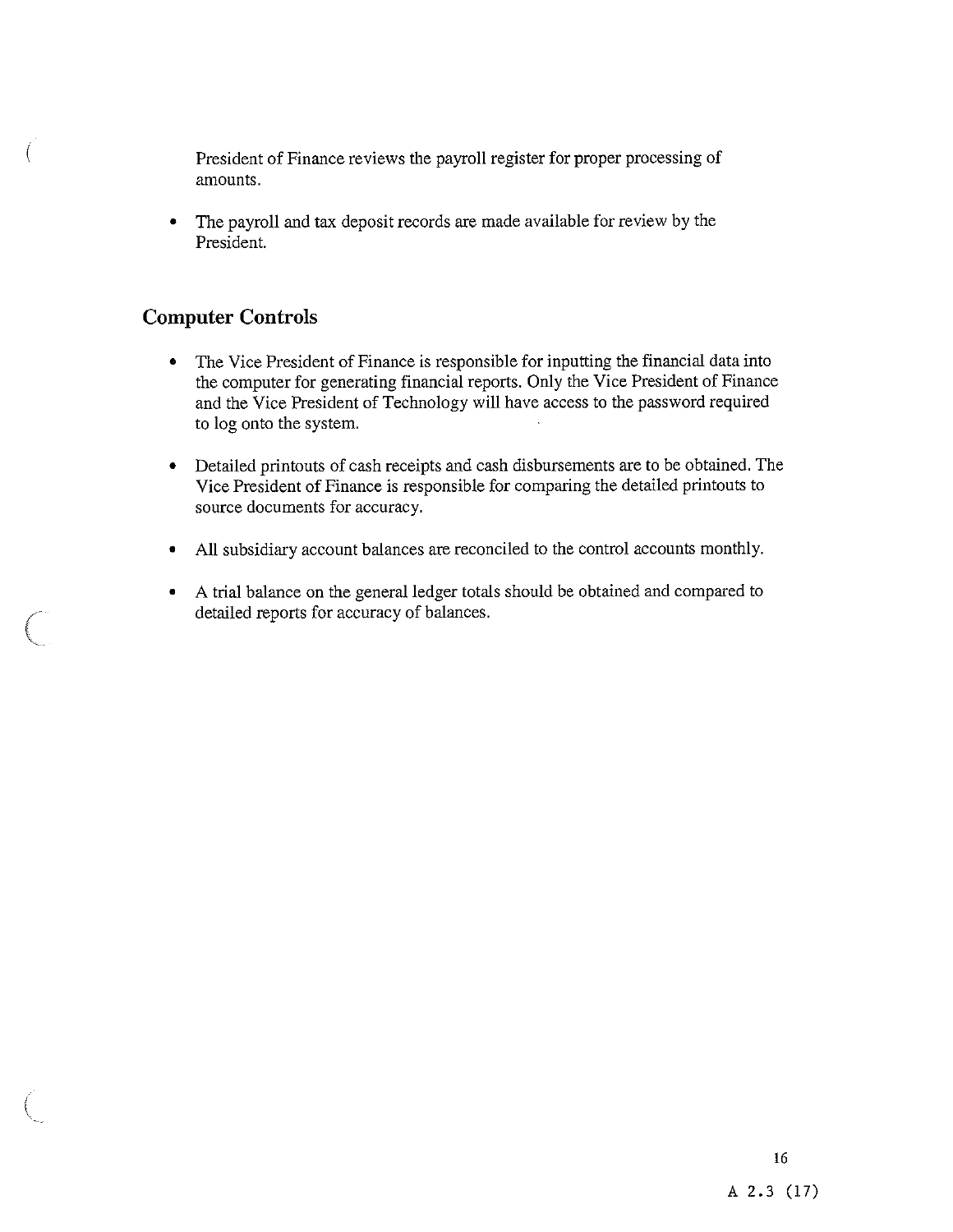President of Finance reviews the payroll register for proper processing of amounts.

- The payroll and tax deposit records are made available for review by the President.

## Computer Controls

- The Vice President of Finance is responsible for inputting the financial data into the computer for generating financial reports. Only the Vice President of Finance and the Vice President of Technology will have access to the password required to log onto the system.

- Detailed printouts of cash receipts and cash disbursements are to be obtained. The Vice President of Finance is responsible for comparing the detailed printouts to source documents for accuracy.

- All subsidiary account balances are reconciled to the control accounts monthly.

- A trial balance on the general ledger totals should be obtained and compared to detailed reports for accuracy of balances.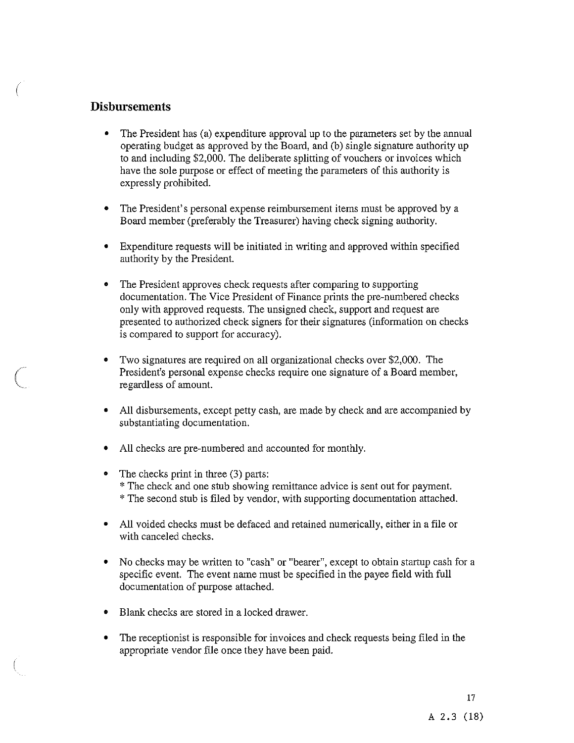## Disbursements

- The President has (a) expenditure approval up to the parameters set by the annual operating budget as approved by the Board, and (b) single signature authority up to and including $2,000. The deliberate splitting of vouchers or invoices which have the sole purpose or effect of meeting the parameters of this authority is expressly prohibited.

- The President's personal expense reimbursement items must be approved by a Board member (preferably the Treasurer) having check signing authority.

- Expenditure requests will be initiated in writing and approved within specified authority by the President.

- The President approves check requests after comparing to supporting documentation. The Vice President of Finance prints the pre-numbered checks only with approved requests. The unsigned check, support and request are presented to authorized check signers for their signatures (information on checks is compared to support for accuracy).

- Two signatures are required on all organizational checks over $2,000. The President's personal expense checks require one signature of a Board member, regardless of amount.

- All disbursements, except petty cash, are made by check and are accompanied by substantiating documentation.

- All checks are pre-numbered and accounted for monthly.

- The checks print in three (3) parts:
  * The check and one stub showing remittance advice is sent out for payment.
  * The second stub is filed by vendor, with supporting documentation attached.

- All voided checks must be defaced and retained numerically, either in a file or with canceled checks.

- No checks may be written to "cash" or "bearer", except to obtain startup cash for a specific event. The event name must be specified in the payee field with full documentation of purpose attached.

- Blank checks are stored in a locked drawer.

- The receptionist is responsible for invoices and check requests being filed in the appropriate vendor file once they have been paid.

A 2.3 (18)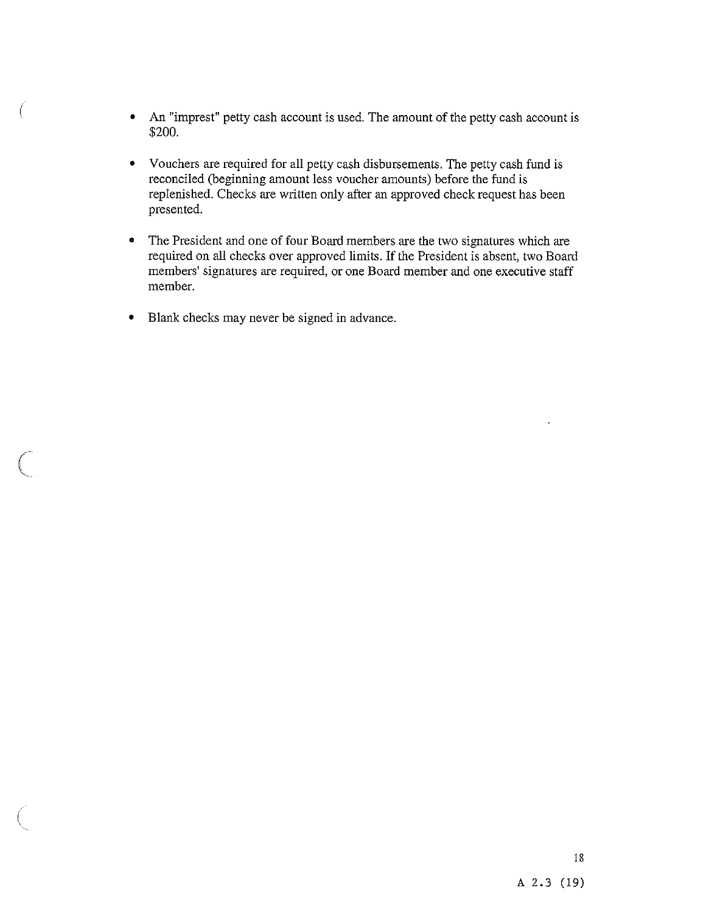- An "imprest" petty cash account is used. The amount of the petty cash account is $200.

- Vouchers are required for all petty cash disbursements. The petty cash fund is reconciled (beginning amount less voucher amounts) before the fund is replenished. Checks are written only after an approved check request has been presented.

- The President and one of four Board members are the two signatures which are required on all checks over approved limits. If the President is absent, two Board members' signatures are required, or one Board member and one executive staff member.

- Blank checks may never be signed in advance.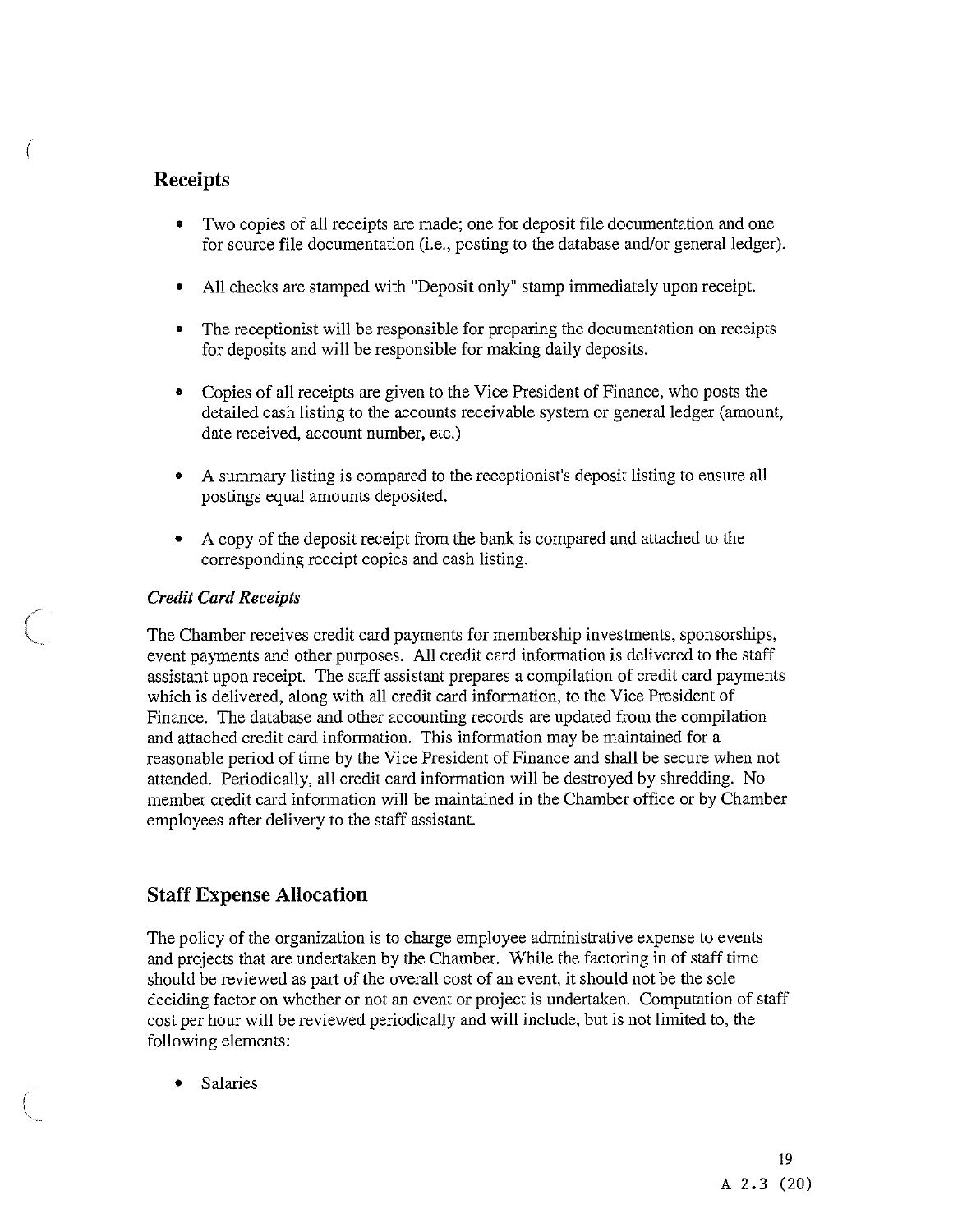## Receipts

- Two copies of all receipts are made; one for deposit file documentation and one for source file documentation (i.e., posting to the database and/or general ledger).

- All checks are stamped with "Deposit only" stamp immediately upon receipt.

- The receptionist will be responsible for preparing the documentation on receipts for deposits and will be responsible for making daily deposits.

- Copies of all receipts are given to the Vice President of Finance, who posts the detailed cash listing to the accounts receivable system or general ledger (amount, date received, account number, etc.)

- A summary listing is compared to the receptionist's deposit listing to ensure all postings equal amounts deposited.

- A copy of the deposit receipt from the bank is compared and attached to the corresponding receipt copies and cash listing.

### *Credit Card Receipts*

The Chamber receives credit card payments for membership investments, sponsorships, event payments and other purposes. All credit card information is delivered to the staff assistant upon receipt. The staff assistant prepares a compilation of credit card payments which is delivered, along with all credit card information, to the Vice President of Finance. The database and other accounting records are updated from the compilation and attached credit card information. This information may be maintained for a reasonable period of time by the Vice President of Finance and shall be secure when not attended. Periodically, all credit card information will be destroyed by shredding. No member credit card information will be maintained in the Chamber office or by Chamber employees after delivery to the staff assistant.

## Staff Expense Allocation

The policy of the organization is to charge employee administrative expense to events and projects that are undertaken by the Chamber. While the factoring in of staff time should be reviewed as part of the overall cost of an event, it should not be the sole deciding factor on whether or not an event or project is undertaken. Computation of staff cost per hour will be reviewed periodically and will include, but is not limited to, the following elements:

- Salaries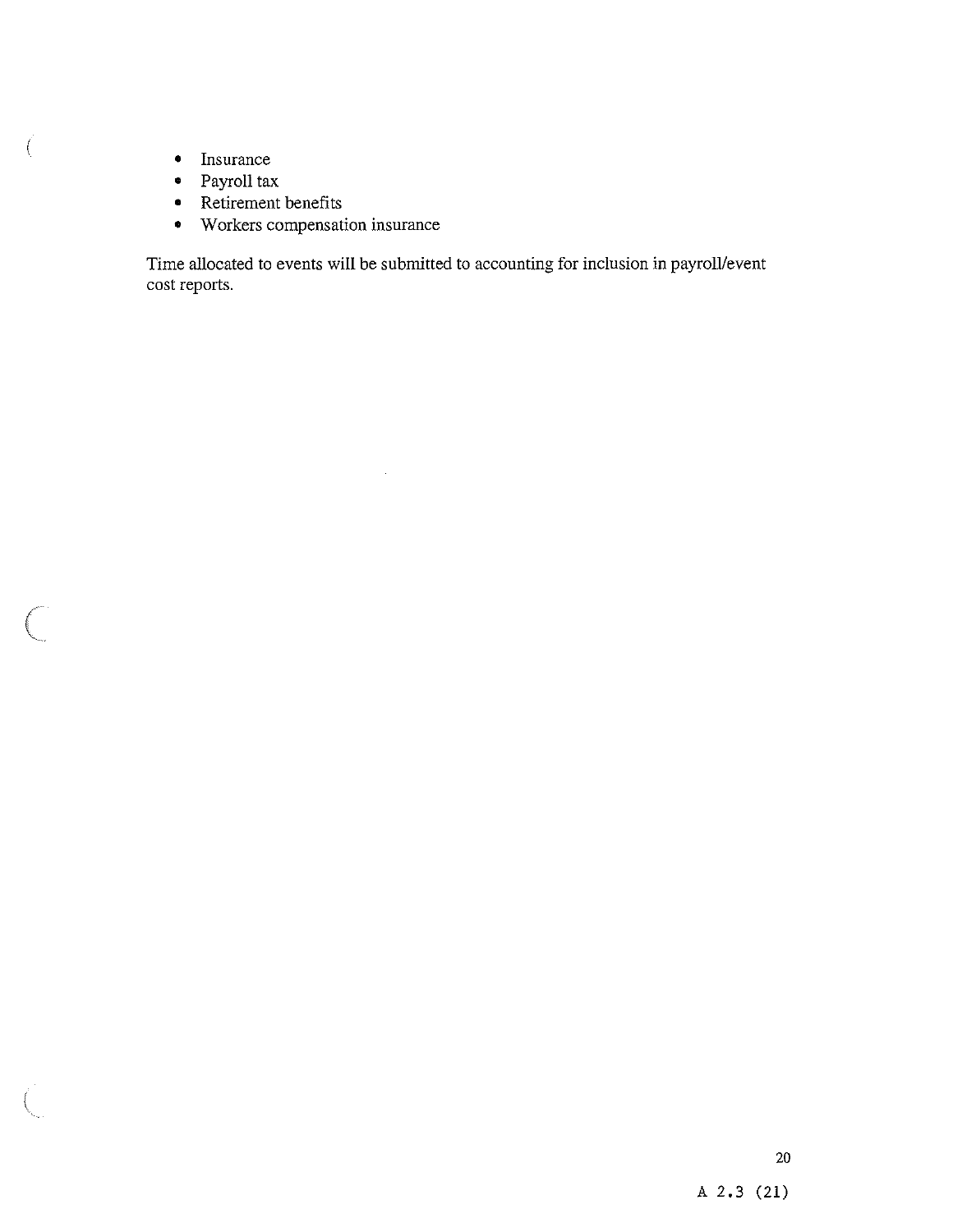- Insurance
- Payroll tax
- Retirement benefits
- Workers compensation insurance

Time allocated to events will be submitted to accounting for inclusion in payroll/event cost reports.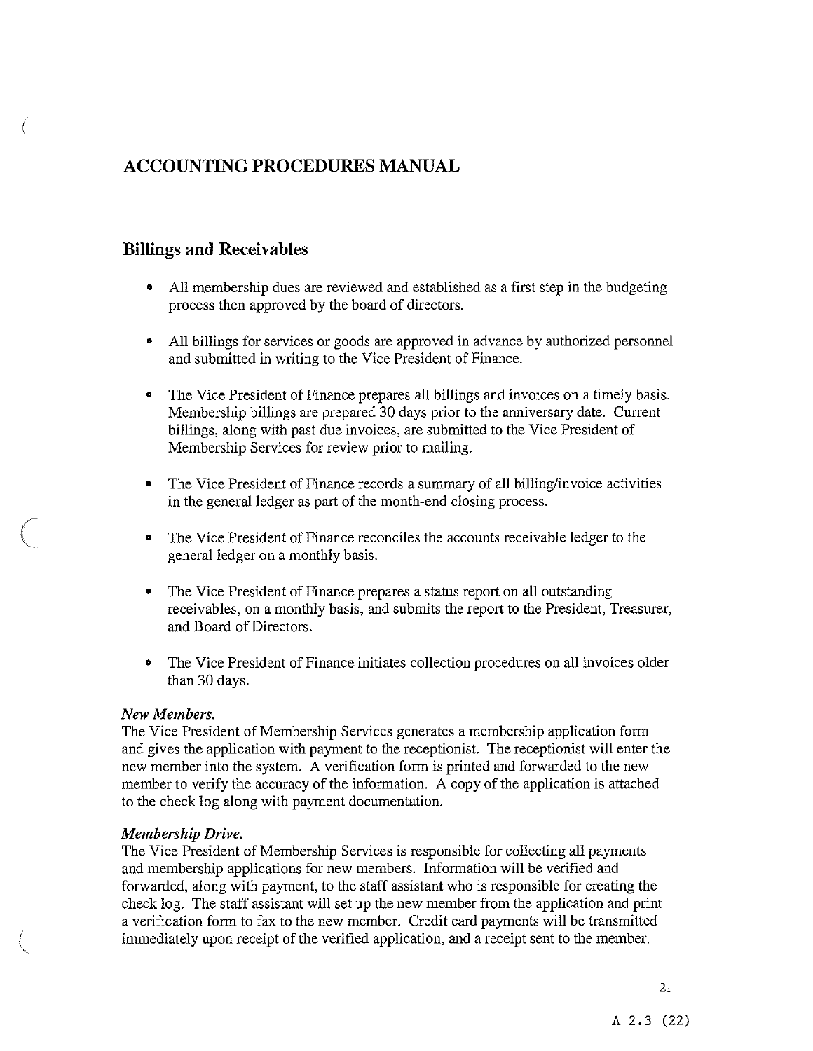# ACCOUNTING PROCEDURES MANUAL

## Billings and Receivables

- All membership dues are reviewed and established as a first step in the budgeting process then approved by the board of directors.
- All billings for services or goods are approved in advance by authorized personnel and submitted in writing to the Vice President of Finance.
- The Vice President of Finance prepares all billings and invoices on a timely basis. Membership billings are prepared 30 days prior to the anniversary date. Current billings, along with past due invoices, are submitted to the Vice President of Membership Services for review prior to mailing.
- The Vice President of Finance records a summary of all billing/invoice activities in the general ledger as part of the month-end closing process.
- The Vice President of Finance reconciles the accounts receivable ledger to the general ledger on a monthly basis.
- The Vice President of Finance prepares a status report on all outstanding receivables, on a monthly basis, and submits the report to the President, Treasurer, and Board of Directors.
- The Vice President of Finance initiates collection procedures on all invoices older than 30 days.

*New Members.*
The Vice President of Membership Services generates a membership application form and gives the application with payment to the receptionist. The receptionist will enter the new member into the system. A verification form is printed and forwarded to the new member to verify the accuracy of the information. A copy of the application is attached to the check log along with payment documentation.

*Membership Drive.*
The Vice President of Membership Services is responsible for collecting all payments and membership applications for new members. Information will be verified and forwarded, along with payment, to the staff assistant who is responsible for creating the check log. The staff assistant will set up the new member from the application and print a verification form to fax to the new member. Credit card payments will be transmitted immediately upon receipt of the verified application, and a receipt sent to the member.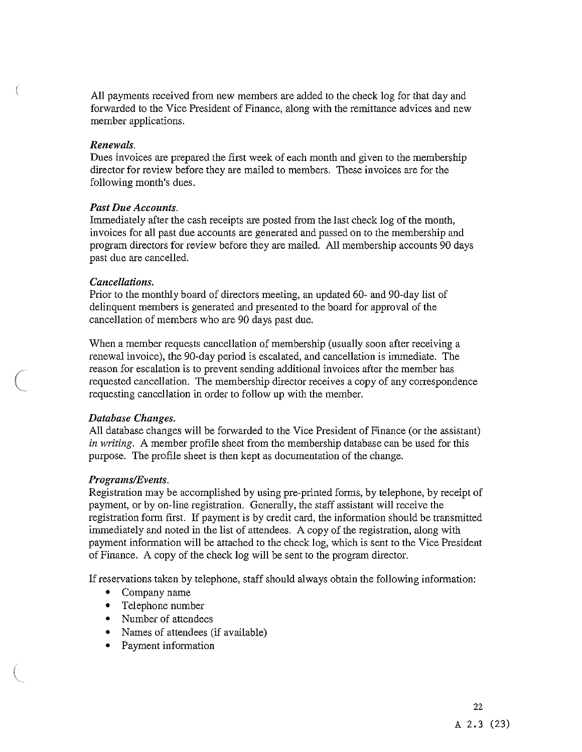All payments received from new members are added to the check log for that day and forwarded to the Vice President of Finance, along with the remittance advices and new member applications.

***Renewals.***
Dues invoices are prepared the first week of each month and given to the membership director for review before they are mailed to members. These invoices are for the following month's dues.

***Past Due Accounts.***
Immediately after the cash receipts are posted from the last check log of the month, invoices for all past due accounts are generated and passed on to the membership and program directors for review before they are mailed. All membership accounts 90 days past due are cancelled.

***Cancellations.***
Prior to the monthly board of directors meeting, an updated 60- and 90-day list of delinquent members is generated and presented to the board for approval of the cancellation of members who are 90 days past due.

When a member requests cancellation of membership (usually soon after receiving a renewal invoice), the 90-day period is escalated, and cancellation is immediate. The reason for escalation is to prevent sending additional invoices after the member has requested cancellation. The membership director receives a copy of any correspondence requesting cancellation in order to follow up with the member.

***Database Changes.***
All database changes will be forwarded to the Vice President of Finance (or the assistant) *in writing*. A member profile sheet from the membership database can be used for this purpose. The profile sheet is then kept as documentation of the change.

***Programs/Events.***
Registration may be accomplished by using pre-printed forms, by telephone, by receipt of payment, or by on-line registration. Generally, the staff assistant will receive the registration form first. If payment is by credit card, the information should be transmitted immediately and noted in the list of attendees. A copy of the registration, along with payment information will be attached to the check log, which is sent to the Vice President of Finance. A copy of the check log will be sent to the program director.

If reservations taken by telephone, staff should always obtain the following information:

- Company name
- Telephone number
- Number of attendees
- Names of attendees (if available)
- Payment information

A 2.3 (23)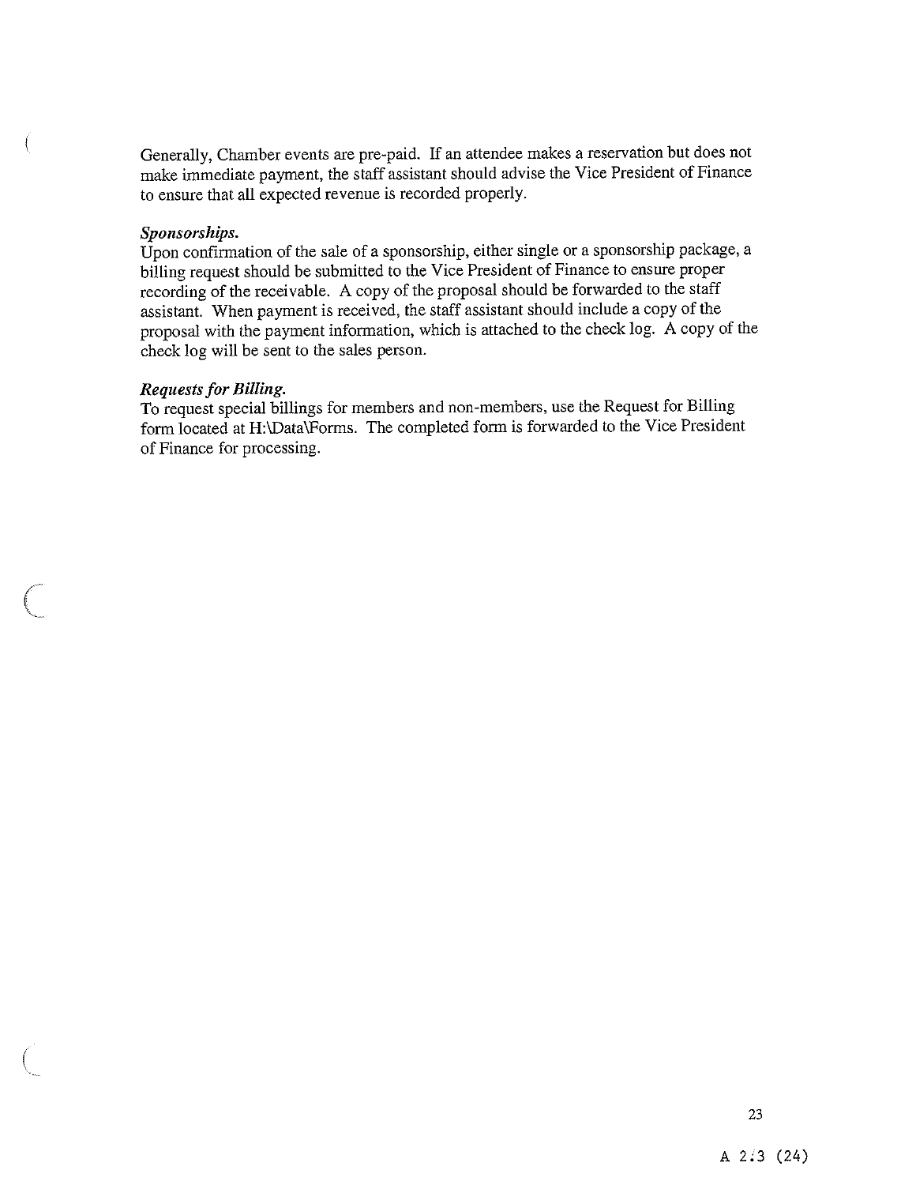Generally, Chamber events are pre-paid. If an attendee makes a reservation but does not make immediate payment, the staff assistant should advise the Vice President of Finance to ensure that all expected revenue is recorded properly.

***Sponsorships.***

Upon confirmation of the sale of a sponsorship, either single or a sponsorship package, a billing request should be submitted to the Vice President of Finance to ensure proper recording of the receivable. A copy of the proposal should be forwarded to the staff assistant. When payment is received, the staff assistant should include a copy of the proposal with the payment information, which is attached to the check log. A copy of the check log will be sent to the sales person.

***Requests for Billing.***

To request special billings for members and non-members, use the Request for Billing form located at H:\Data\Forms. The completed form is forwarded to the Vice President of Finance for processing.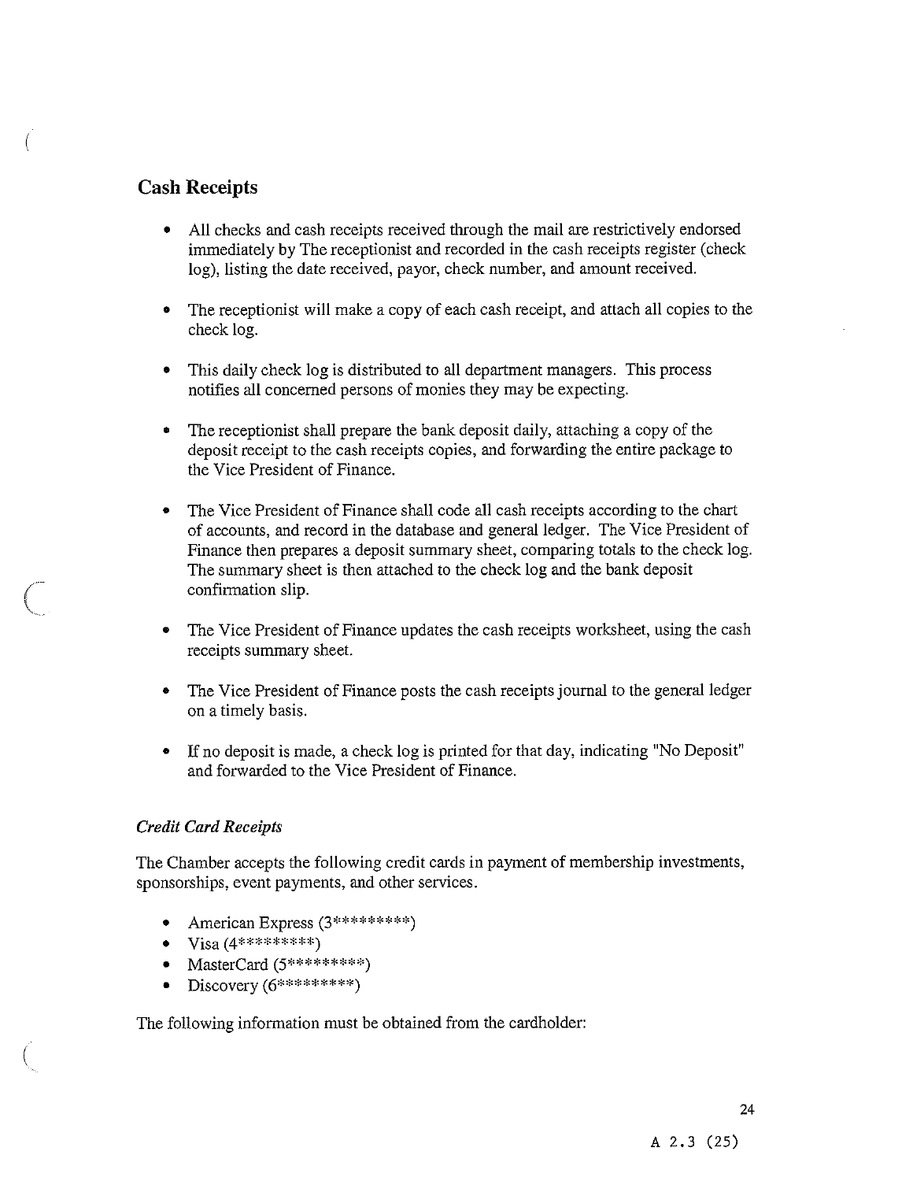## Cash Receipts

- All checks and cash receipts received through the mail are restrictively endorsed immediately by The receptionist and recorded in the cash receipts register (check log), listing the date received, payor, check number, and amount received.
- The receptionist will make a copy of each cash receipt, and attach all copies to the check log.
- This daily check log is distributed to all department managers. This process notifies all concerned persons of monies they may be expecting.
- The receptionist shall prepare the bank deposit daily, attaching a copy of the deposit receipt to the cash receipts copies, and forwarding the entire package to the Vice President of Finance.
- The Vice President of Finance shall code all cash receipts according to the chart of accounts, and record in the database and general ledger. The Vice President of Finance then prepares a deposit summary sheet, comparing totals to the check log. The summary sheet is then attached to the check log and the bank deposit confirmation slip.
- The Vice President of Finance updates the cash receipts worksheet, using the cash receipts summary sheet.
- The Vice President of Finance posts the cash receipts journal to the general ledger on a timely basis.
- If no deposit is made, a check log is printed for that day, indicating "No Deposit" and forwarded to the Vice President of Finance.

### *Credit Card Receipts*

The Chamber accepts the following credit cards in payment of membership investments, sponsorships, event payments, and other services.

- American Express (3*********)
- Visa (4*********)
- MasterCard (5*********)
- Discovery (6*********)

The following information must be obtained from the cardholder: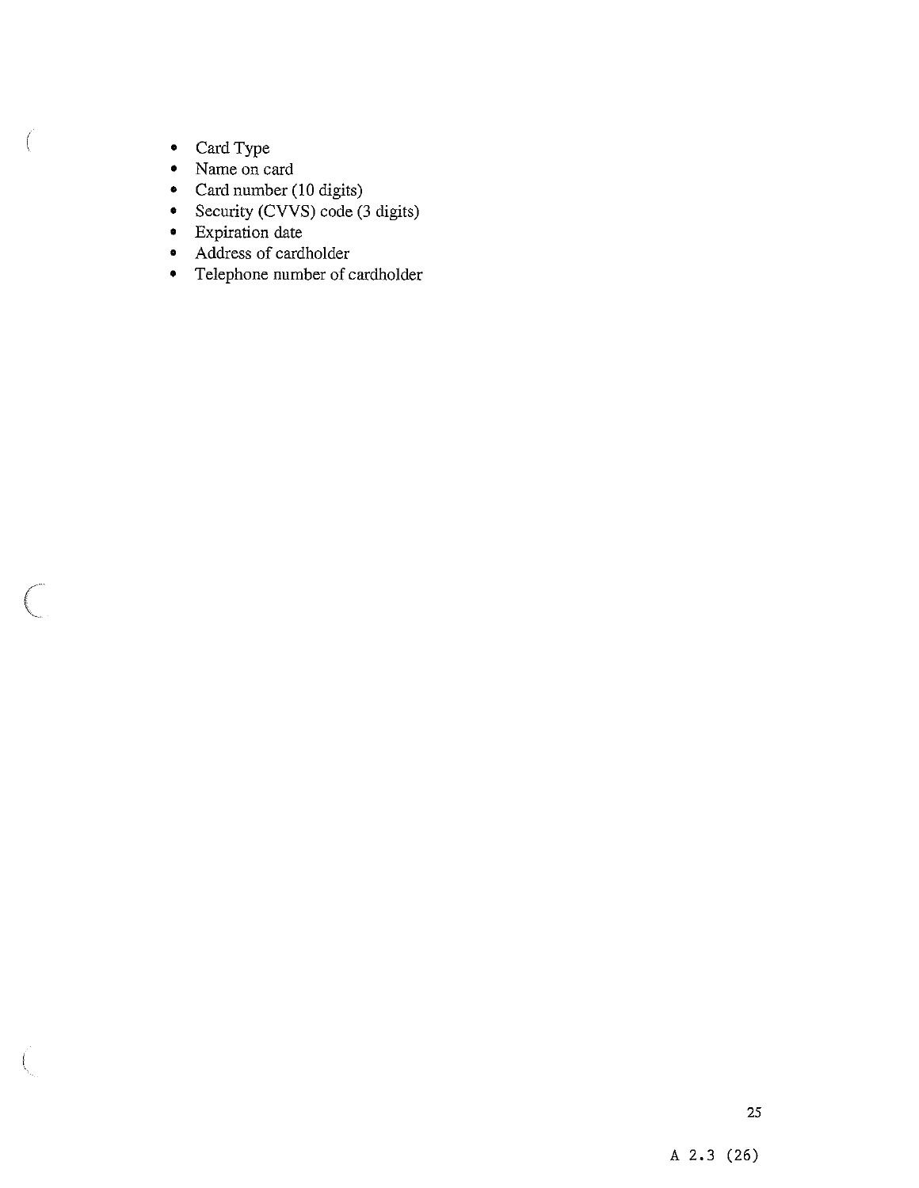- Card Type
- Name on card
- Card number (10 digits)
- Security (CVVS) code (3 digits)
- Expiration date
- Address of cardholder
- Telephone number of cardholder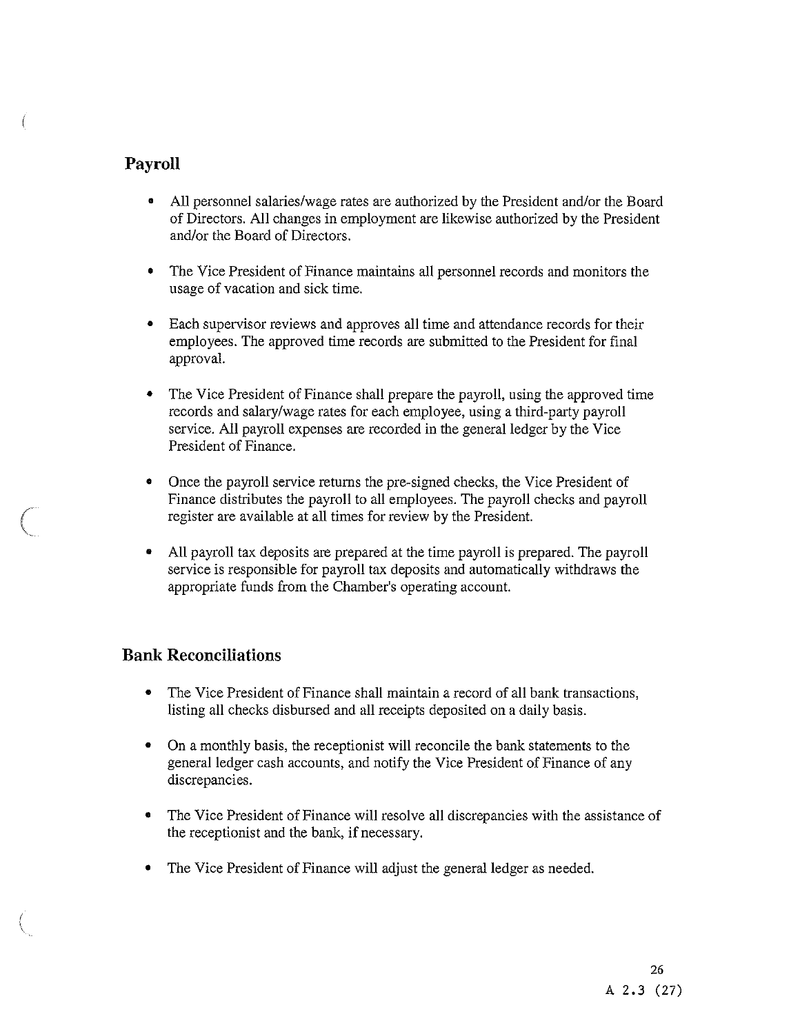## Payroll

- All personnel salaries/wage rates are authorized by the President and/or the Board of Directors. All changes in employment are likewise authorized by the President and/or the Board of Directors.

- The Vice President of Finance maintains all personnel records and monitors the usage of vacation and sick time.

- Each supervisor reviews and approves all time and attendance records for their employees. The approved time records are submitted to the President for final approval.

- The Vice President of Finance shall prepare the payroll, using the approved time records and salary/wage rates for each employee, using a third-party payroll service. All payroll expenses are recorded in the general ledger by the Vice President of Finance.

- Once the payroll service returns the pre-signed checks, the Vice President of Finance distributes the payroll to all employees. The payroll checks and payroll register are available at all times for review by the President.

- All payroll tax deposits are prepared at the time payroll is prepared. The payroll service is responsible for payroll tax deposits and automatically withdraws the appropriate funds from the Chamber's operating account.

## Bank Reconciliations

- The Vice President of Finance shall maintain a record of all bank transactions, listing all checks disbursed and all receipts deposited on a daily basis.

- On a monthly basis, the receptionist will reconcile the bank statements to the general ledger cash accounts, and notify the Vice President of Finance of any discrepancies.

- The Vice President of Finance will resolve all discrepancies with the assistance of the receptionist and the bank, if necessary.

- The Vice President of Finance will adjust the general ledger as needed.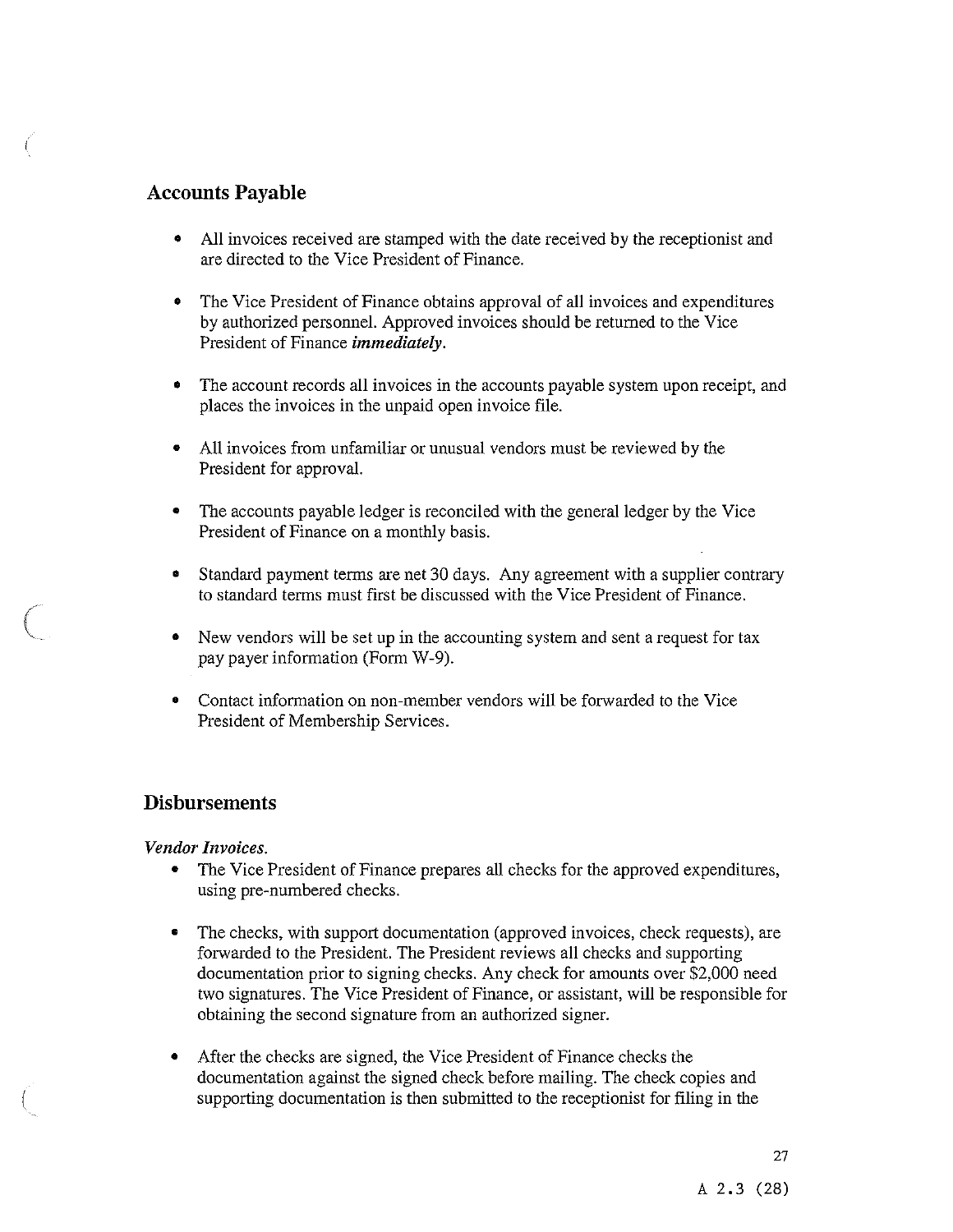## Accounts Payable

- All invoices received are stamped with the date received by the receptionist and are directed to the Vice President of Finance.

- The Vice President of Finance obtains approval of all invoices and expenditures by authorized personnel. Approved invoices should be returned to the Vice President of Finance ***immediately***.

- The account records all invoices in the accounts payable system upon receipt, and places the invoices in the unpaid open invoice file.

- All invoices from unfamiliar or unusual vendors must be reviewed by the President for approval.

- The accounts payable ledger is reconciled with the general ledger by the Vice President of Finance on a monthly basis.

- Standard payment terms are net 30 days. Any agreement with a supplier contrary to standard terms must first be discussed with the Vice President of Finance.

- New vendors will be set up in the accounting system and sent a request for tax pay payer information (Form W-9).

- Contact information on non-member vendors will be forwarded to the Vice President of Membership Services.

## Disbursements

***Vendor Invoices.***

- The Vice President of Finance prepares all checks for the approved expenditures, using pre-numbered checks.

- The checks, with support documentation (approved invoices, check requests), are forwarded to the President. The President reviews all checks and supporting documentation prior to signing checks. Any check for amounts over $2,000 need two signatures. The Vice President of Finance, or assistant, will be responsible for obtaining the second signature from an authorized signer.

- After the checks are signed, the Vice President of Finance checks the documentation against the signed check before mailing. The check copies and supporting documentation is then submitted to the receptionist for filing in the

A 2.3 (28)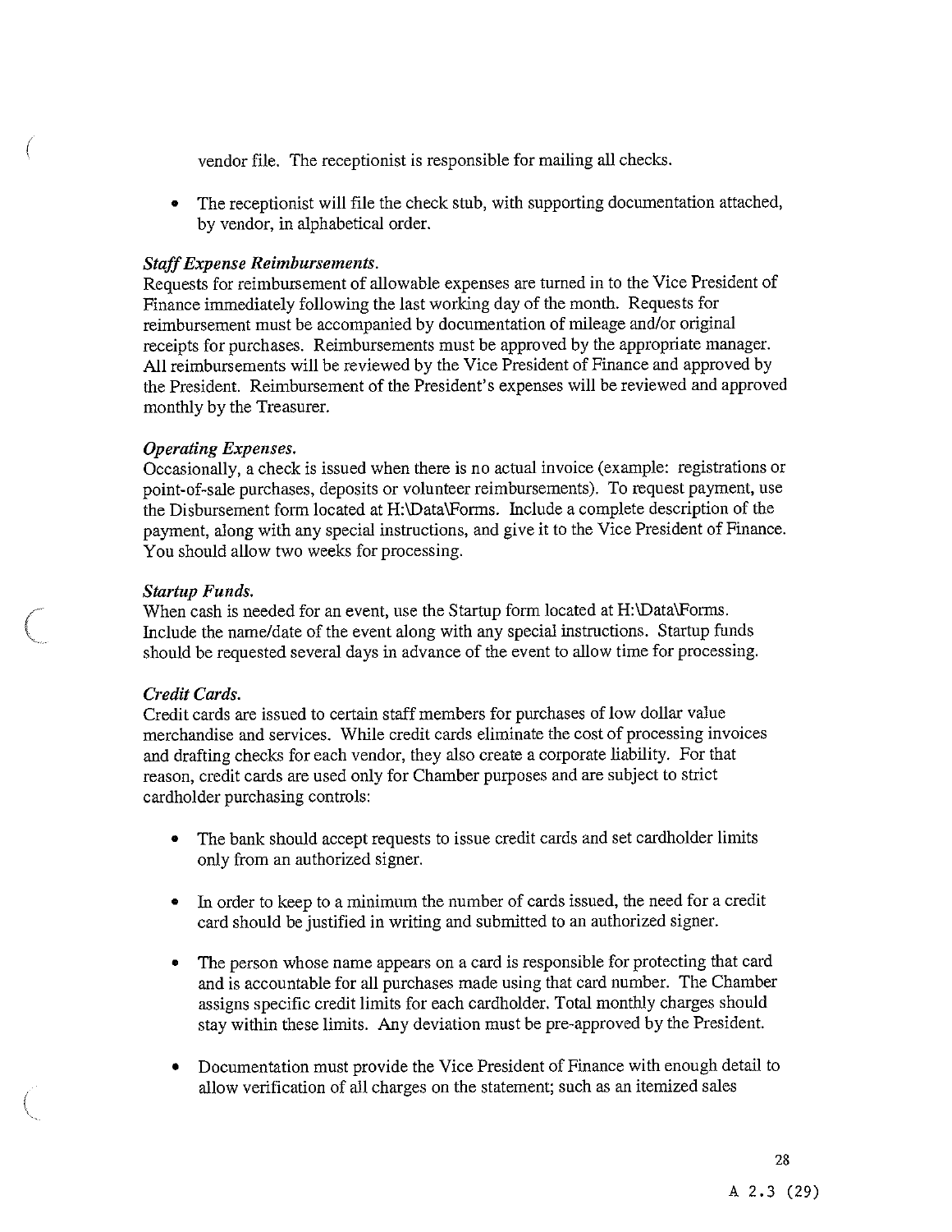vendor file. The receptionist is responsible for mailing all checks.

- The receptionist will file the check stub, with supporting documentation attached, by vendor, in alphabetical order.

***Staff Expense Reimbursements.***
Requests for reimbursement of allowable expenses are turned in to the Vice President of Finance immediately following the last working day of the month. Requests for reimbursement must be accompanied by documentation of mileage and/or original receipts for purchases. Reimbursements must be approved by the appropriate manager. All reimbursements will be reviewed by the Vice President of Finance and approved by the President. Reimbursement of the President's expenses will be reviewed and approved monthly by the Treasurer.

***Operating Expenses.***
Occasionally, a check is issued when there is no actual invoice (example: registrations or point-of-sale purchases, deposits or volunteer reimbursements). To request payment, use the Disbursement form located at H:\Data\Forms. Include a complete description of the payment, along with any special instructions, and give it to the Vice President of Finance. You should allow two weeks for processing.

***Startup Funds.***
When cash is needed for an event, use the Startup form located at H:\Data\Forms. Include the name/date of the event along with any special instructions. Startup funds should be requested several days in advance of the event to allow time for processing.

***Credit Cards.***
Credit cards are issued to certain staff members for purchases of low dollar value merchandise and services. While credit cards eliminate the cost of processing invoices and drafting checks for each vendor, they also create a corporate liability. For that reason, credit cards are used only for Chamber purposes and are subject to strict cardholder purchasing controls:

- The bank should accept requests to issue credit cards and set cardholder limits only from an authorized signer.

- In order to keep to a minimum the number of cards issued, the need for a credit card should be justified in writing and submitted to an authorized signer.

- The person whose name appears on a card is responsible for protecting that card and is accountable for all purchases made using that card number. The Chamber assigns specific credit limits for each cardholder. Total monthly charges should stay within these limits. Any deviation must be pre-approved by the President.

- Documentation must provide the Vice President of Finance with enough detail to allow verification of all charges on the statement; such as an itemized sales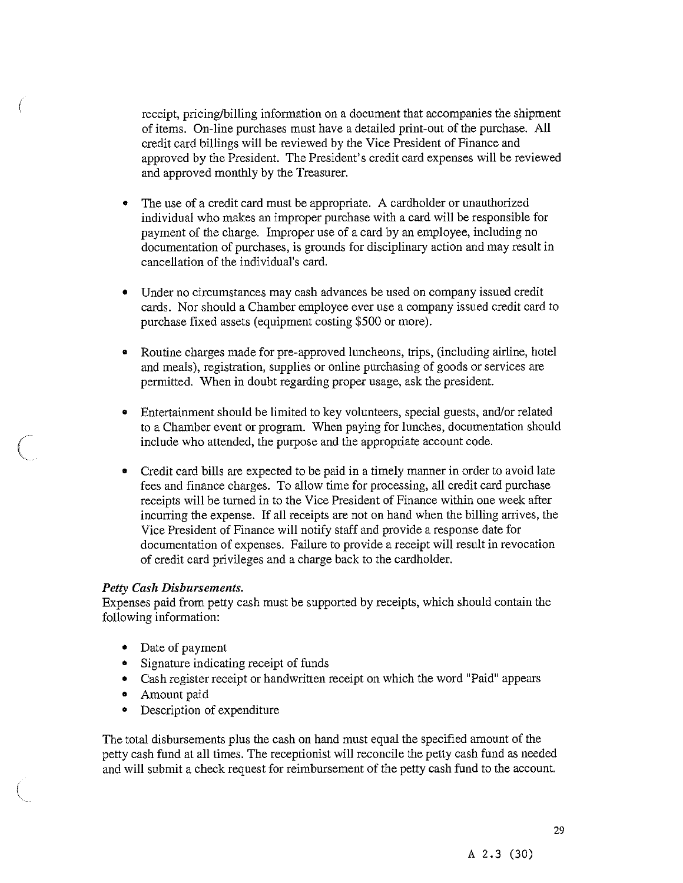receipt, pricing/billing information on a document that accompanies the shipment of items. On-line purchases must have a detailed print-out of the purchase. All credit card billings will be reviewed by the Vice President of Finance and approved by the President. The President's credit card expenses will be reviewed and approved monthly by the Treasurer.

- The use of a credit card must be appropriate. A cardholder or unauthorized individual who makes an improper purchase with a card will be responsible for payment of the charge. Improper use of a card by an employee, including no documentation of purchases, is grounds for disciplinary action and may result in cancellation of the individual's card.

- Under no circumstances may cash advances be used on company issued credit cards. Nor should a Chamber employee ever use a company issued credit card to purchase fixed assets (equipment costing $500 or more).

- Routine charges made for pre-approved luncheons, trips, (including airline, hotel and meals), registration, supplies or online purchasing of goods or services are permitted. When in doubt regarding proper usage, ask the president.

- Entertainment should be limited to key volunteers, special guests, and/or related to a Chamber event or program. When paying for lunches, documentation should include who attended, the purpose and the appropriate account code.

- Credit card bills are expected to be paid in a timely manner in order to avoid late fees and finance charges. To allow time for processing, all credit card purchase receipts will be turned in to the Vice President of Finance within one week after incurring the expense. If all receipts are not on hand when the billing arrives, the Vice President of Finance will notify staff and provide a response date for documentation of expenses. Failure to provide a receipt will result in revocation of credit card privileges and a charge back to the cardholder.

***Petty Cash Disbursements.***
Expenses paid from petty cash must be supported by receipts, which should contain the following information:

- Date of payment
- Signature indicating receipt of funds
- Cash register receipt or handwritten receipt on which the word "Paid" appears
- Amount paid
- Description of expenditure

The total disbursements plus the cash on hand must equal the specified amount of the petty cash fund at all times. The receptionist will reconcile the petty cash fund as needed and will submit a check request for reimbursement of the petty cash fund to the account.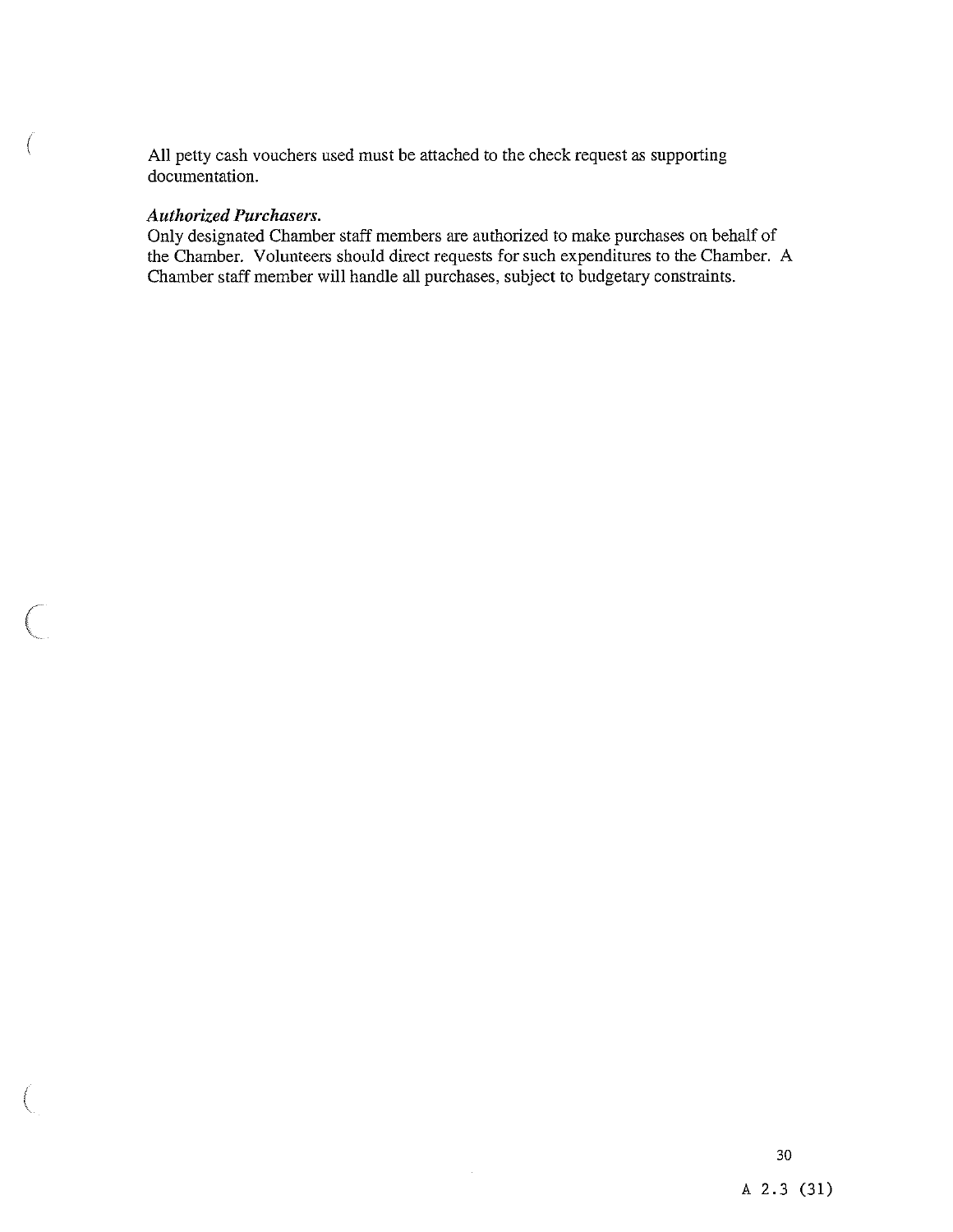All petty cash vouchers used must be attached to the check request as supporting documentation.

***Authorized Purchasers.***
Only designated Chamber staff members are authorized to make purchases on behalf of the Chamber. Volunteers should direct requests for such expenditures to the Chamber. A Chamber staff member will handle all purchases, subject to budgetary constraints.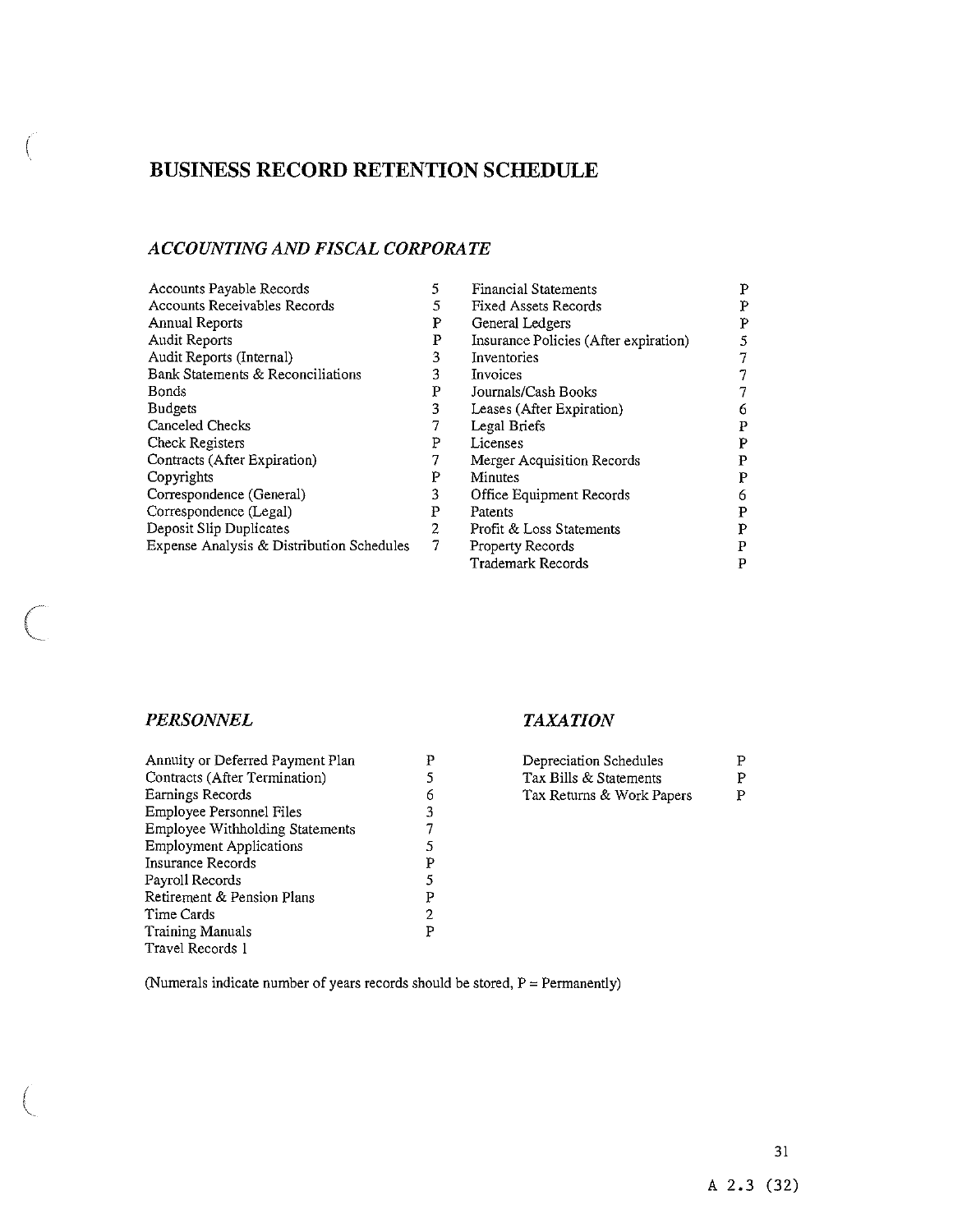# BUSINESS RECORD RETENTION SCHEDULE

## *ACCOUNTING AND FISCAL CORPORATE*

| | | | |
|---|---|---|---|
| Accounts Payable Records | 5 | Financial Statements | P |
| Accounts Receivables Records | 5 | Fixed Assets Records | P |
| Annual Reports | P | General Ledgers | P |
| Audit Reports | P | Insurance Policies (After expiration) | 5 |
| Audit Reports (Internal) | 3 | Inventories | 7 |
| Bank Statements & Reconciliations | 3 | Invoices | 7 |
| Bonds | P | Journals/Cash Books | 7 |
| Budgets | 3 | Leases (After Expiration) | 6 |
| Canceled Checks | 7 | Legal Briefs | P |
| Check Registers | P | Licenses | P |
| Contracts (After Expiration) | 7 | Merger Acquisition Records | P |
| Copyrights | P | Minutes | P |
| Correspondence (General) | 3 | Office Equipment Records | 6 |
| Correspondence (Legal) | P | Patents | P |
| Deposit Slip Duplicates | 2 | Profit & Loss Statements | P |
| Expense Analysis & Distribution Schedules | 7 | Property Records | P |
| | | Trademark Records | P |

## *PERSONNEL*

| | |
|---|---|
| Annuity or Deferred Payment Plan | P |
| Contracts (After Termination) | 5 |
| Earnings Records | 6 |
| Employee Personnel Files | 3 |
| Employee Withholding Statements | 7 |
| Employment Applications | 5 |
| Insurance Records | P |
| Payroll Records | 5 |
| Retirement & Pension Plans | P |
| Time Cards | 2 |
| Training Manuals | P |
| Travel Records 1 | |

## *TAXATION*

| | |
|---|---|
| Depreciation Schedules | P |
| Tax Bills & Statements | P |
| Tax Returns & Work Papers | P |

(Numerals indicate number of years records should be stored, P = Permanently)

A 2.3 (32)